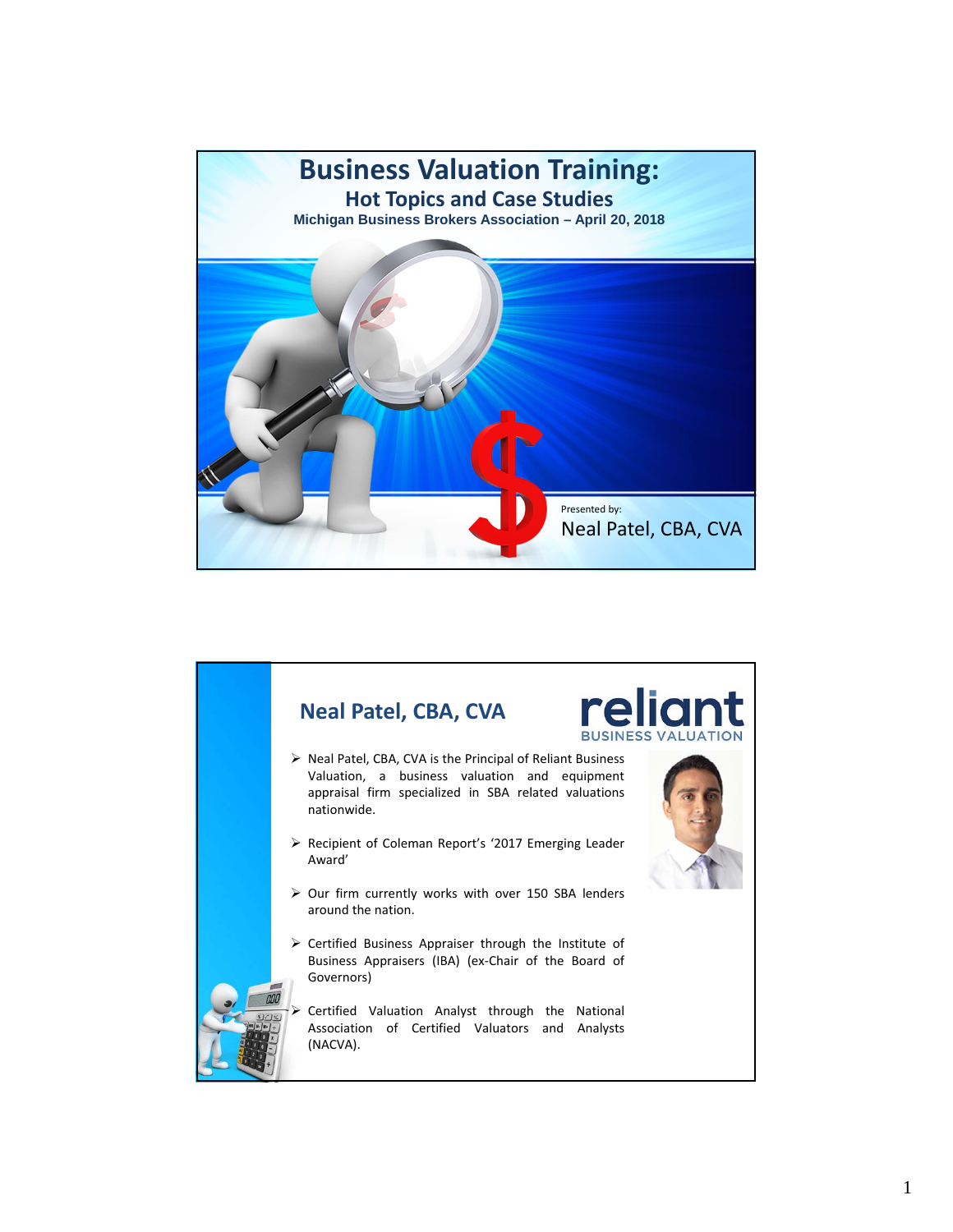# Business Valuation Training:

## Hot Topics and Case Studies

**Michigan Business Brokers Association – April 20, 2018**

Presented by:

Neal Patel, CBA, CVA

---

## Neal Patel, CBA, CVA

reliant BUSINESS VALUATION

- Neal Patel, CBA, CVA is the Principal of Reliant Business Valuation, a business valuation and equipment appraisal firm specialized in SBA related valuations nationwide.
- Recipient of Coleman Report's '2017 Emerging Leader Award'
- Our firm currently works with over 150 SBA lenders around the nation.
- Certified Business Appraiser through the Institute of Business Appraisers (IBA) (ex-Chair of the Board of Governors)
- Certified Valuation Analyst through the National Association of Certified Valuators and Analysts (NACVA).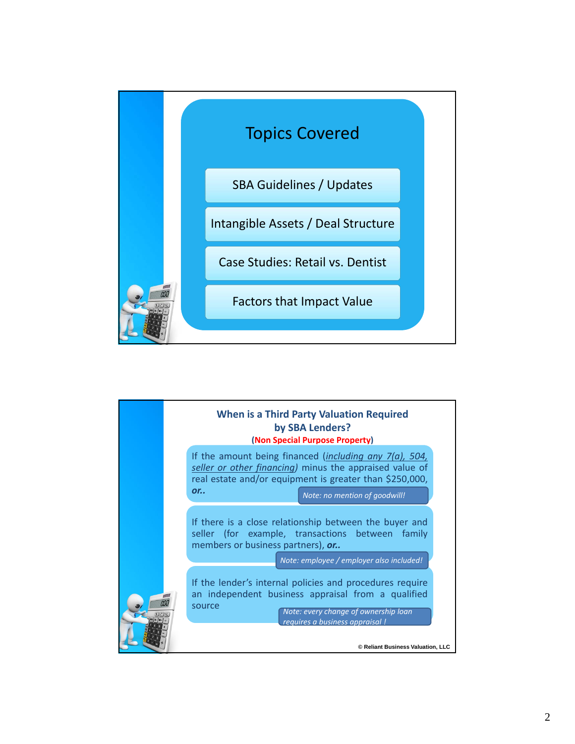## Topics Covered

- SBA Guidelines / Updates
- Intangible Assets / Deal Structure
- Case Studies: Retail vs. Dentist
- Factors that Impact Value

## When is a Third Party Valuation Required by SBA Lenders?

(Non Special Purpose Property)

If the amount being financed (*including any 7(a), 504, seller or other financing*) minus the appraised value of real estate and/or equipment is greater than $250,000, ***or..***

*Note: no mention of goodwill!*

If there is a close relationship between the buyer and seller (for example, transactions between family members or business partners), ***or..***

*Note: employee / employer also included!*

If the lender's internal policies and procedures require an independent business appraisal from a qualified source

*Note: every change of ownership loan requires a business appraisal !*

© Reliant Business Valuation, LLC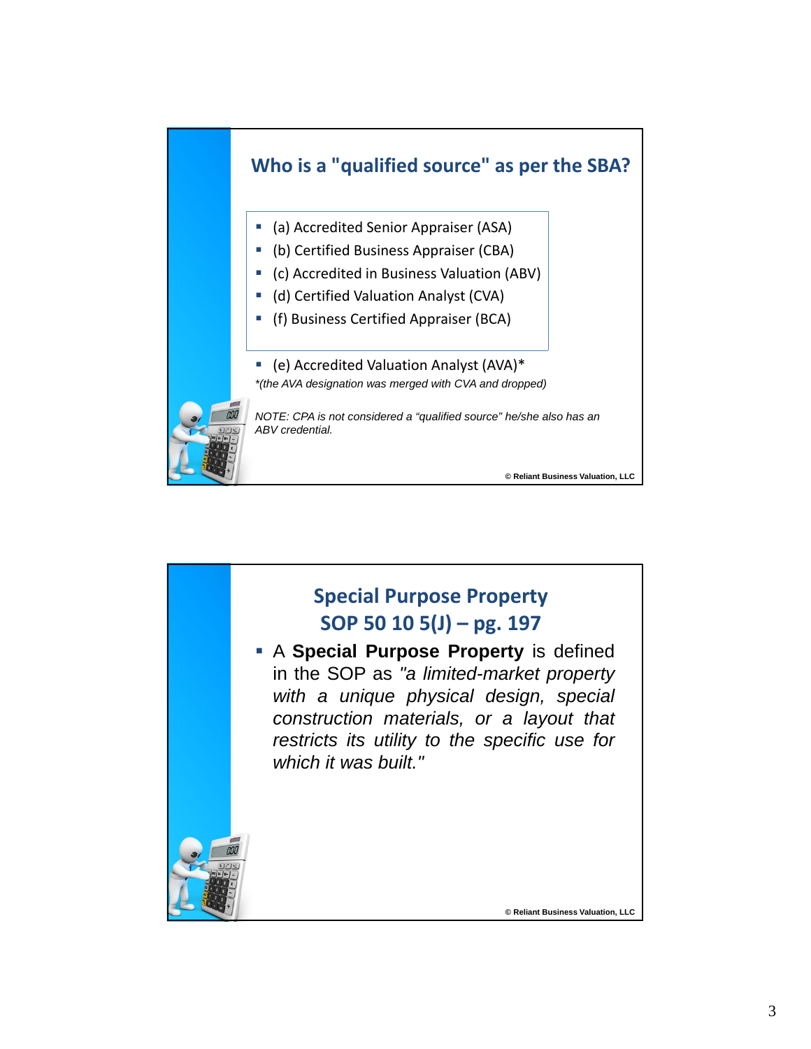## Who is a "qualified source" as per the SBA?

- (a) Accredited Senior Appraiser (ASA)
- (b) Certified Business Appraiser (CBA)
- (c) Accredited in Business Valuation (ABV)
- (d) Certified Valuation Analyst (CVA)
- (f) Business Certified Appraiser (BCA)

- (e) Accredited Valuation Analyst (AVA)*

*\*(the AVA designation was merged with CVA and dropped)*

*NOTE: CPA is not considered a "qualified source" he/she also has an ABV credential.*

© Reliant Business Valuation, LLC

## Special Purpose Property SOP 50 10 5(J) – pg. 197

- A **Special Purpose Property** is defined in the SOP as *"a limited-market property with a unique physical design, special construction materials, or a layout that restricts its utility to the specific use for which it was built."*

© Reliant Business Valuation, LLC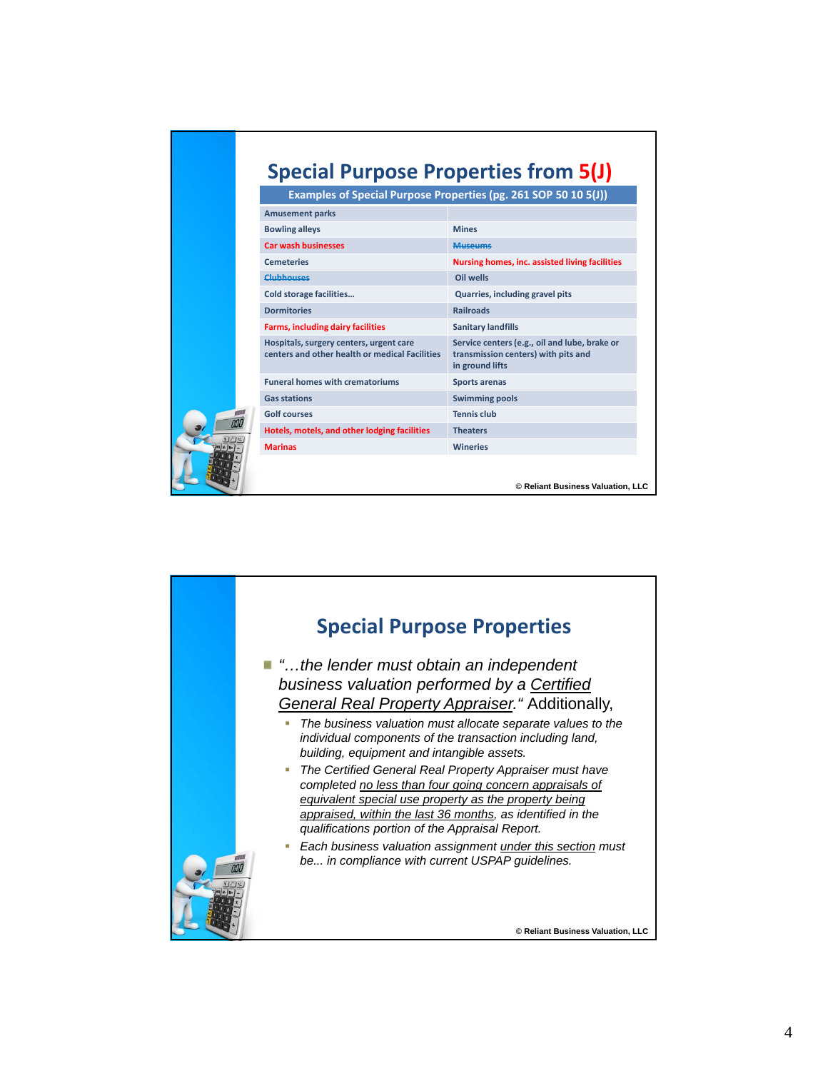## Special Purpose Properties from 5(J)

| Examples of Special Purpose Properties (pg. 261 SOP 50 10 5(J)) | |
|---|---|
| Amusement parks | |
| Bowling alleys | Mines |
| Car wash businesses | ~~Museums~~ |
| Cemeteries | Nursing homes, inc. assisted living facilities |
| ~~Clubhouses~~ | Oil wells |
| Cold storage facilities… | Quarries, including gravel pits |
| Dormitories | Railroads |
| Farms, including dairy facilities | Sanitary landfills |
| Hospitals, surgery centers, urgent care centers and other health or medical Facilities | Service centers (e.g., oil and lube, brake or transmission centers) with pits and in ground lifts |
| Funeral homes with crematoriums | Sports arenas |
| Gas stations | Swimming pools |
| Golf courses | Tennis club |
| Hotels, motels, and other lodging facilities | Theaters |
| Marinas | Wineries |

© Reliant Business Valuation, LLC

## Special Purpose Properties

- *"…the lender must obtain an independent business valuation performed by a Certified General Real Property Appraiser."* Additionally,
  - *The business valuation must allocate separate values to the individual components of the transaction including land, building, equipment and intangible assets.*
  - *The Certified General Real Property Appraiser must have completed no less than four going concern appraisals of equivalent special use property as the property being appraised, within the last 36 months, as identified in the qualifications portion of the Appraisal Report.*
  - *Each business valuation assignment under this section must be... in compliance with current USPAP guidelines.*

© Reliant Business Valuation, LLC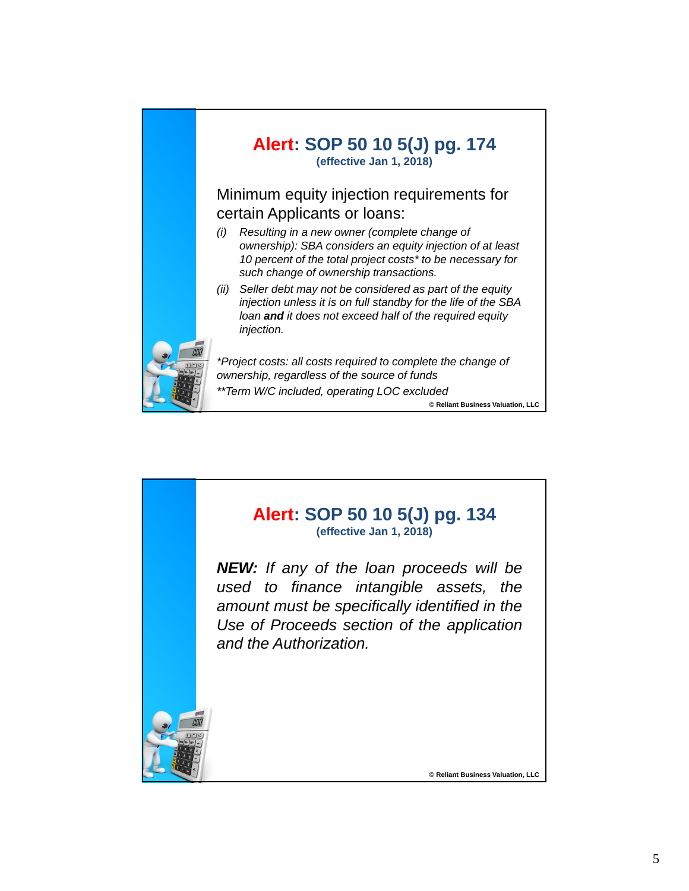## **Alert: SOP 50 10 5(J) pg. 174**

**(effective Jan 1, 2018)**

Minimum equity injection requirements for certain Applicants or loans:

*(i)* *Resulting in a new owner (complete change of ownership): SBA considers an equity injection of at least 10 percent of the total project costs* to be necessary for such change of ownership transactions.*

*(ii)* *Seller debt may not be considered as part of the equity injection unless it is on full standby for the life of the SBA loan* ***and*** *it does not exceed half of the required equity injection.*

**Project costs: all costs required to complete the change of ownership, regardless of the source of funds*

***Term W/C included, operating LOC excluded*

© Reliant Business Valuation, LLC

## **Alert: SOP 50 10 5(J) pg. 134**

**(effective Jan 1, 2018)**

***NEW:*** *If any of the loan proceeds will be used to finance intangible assets, the amount must be specifically identified in the Use of Proceeds section of the application and the Authorization.*

© Reliant Business Valuation, LLC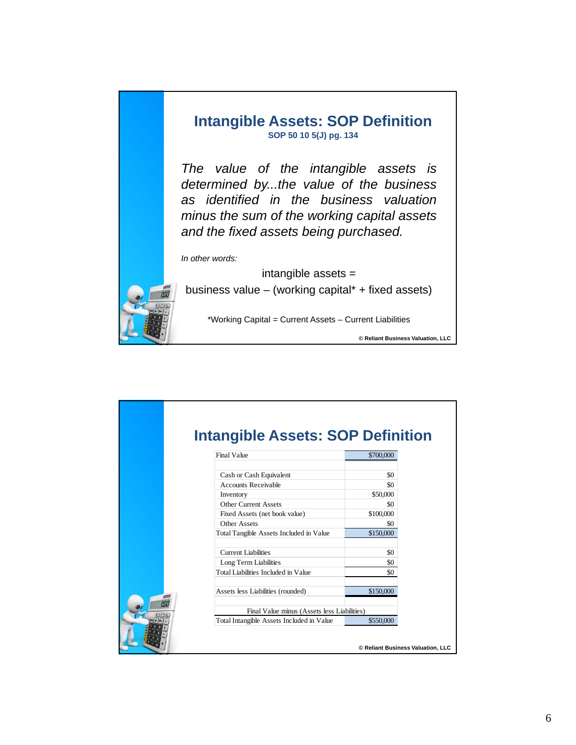## Intangible Assets: SOP Definition

**SOP 50 10 5(J) pg. 134**

*The value of the intangible assets is determined by...the value of the business as identified in the business valuation minus the sum of the working capital assets and the fixed assets being purchased.*

*In other words:*

intangible assets =
business value – (working capital* + fixed assets)

*Working Capital = Current Assets – Current Liabilities

© Reliant Business Valuation, LLC

## Intangible Assets: SOP Definition

| Final Value | $700,000 |
|---|---|
| | |
| Cash or Cash Equivalent | $0 |
| Accounts Receivable | $0 |
| Inventory | $50,000 |
| Other Current Assets | $0 |
| Fixed Assets (net book value) | $100,000 |
| Other Assets | $0 |
| Total Tangible Assets Included in Value | $150,000 |
| | |
| Current Liabilities | $0 |
| Long Term Liabilities | $0 |
| Total Liabilities Included in Value | $0 |
| | |
| Assets less Liabilities (rounded) | $150,000 |
| | |
| Final Value minus (Assets less Liabilities) | |
| Total Intangible Assets Included in Value | $550,000 |

© Reliant Business Valuation, LLC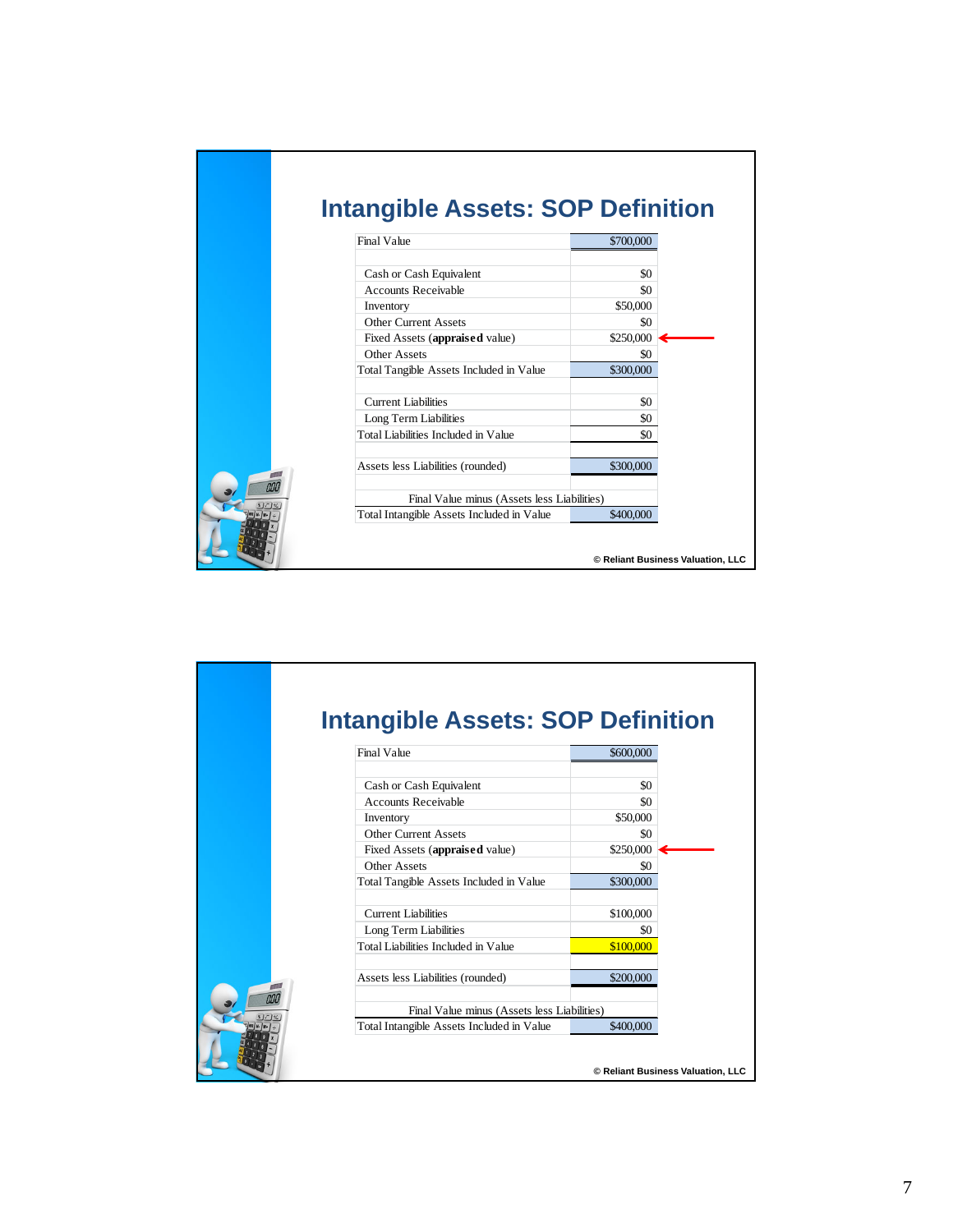## Intangible Assets: SOP Definition

| Final Value | $700,000 |
|---|---|
| | |
| Cash or Cash Equivalent | $0 |
| Accounts Receivable | $0 |
| Inventory | $50,000 |
| Other Current Assets | $0 |
| Fixed Assets (**appraised** value) | $250,000 |
| Other Assets | $0 |
| Total Tangible Assets Included in Value | $300,000 |
| | |
| Current Liabilities | $0 |
| Long Term Liabilities | $0 |
| Total Liabilities Included in Value | $0 |
| | |
| Assets less Liabilities (rounded) | $300,000 |
| | |
| Final Value minus (Assets less Liabilities) | |
| Total Intangible Assets Included in Value | $400,000 |

© Reliant Business Valuation, LLC

## Intangible Assets: SOP Definition

| Final Value | $600,000 |
|---|---|
| | |
| Cash or Cash Equivalent | $0 |
| Accounts Receivable | $0 |
| Inventory | $50,000 |
| Other Current Assets | $0 |
| Fixed Assets (**appraised** value) | $250,000 |
| Other Assets | $0 |
| Total Tangible Assets Included in Value | $300,000 |
| | |
| Current Liabilities | $100,000 |
| Long Term Liabilities | $0 |
| Total Liabilities Included in Value | $100,000 |
| | |
| Assets less Liabilities (rounded) | $200,000 |
| | |
| Final Value minus (Assets less Liabilities) | |
| Total Intangible Assets Included in Value | $400,000 |

© Reliant Business Valuation, LLC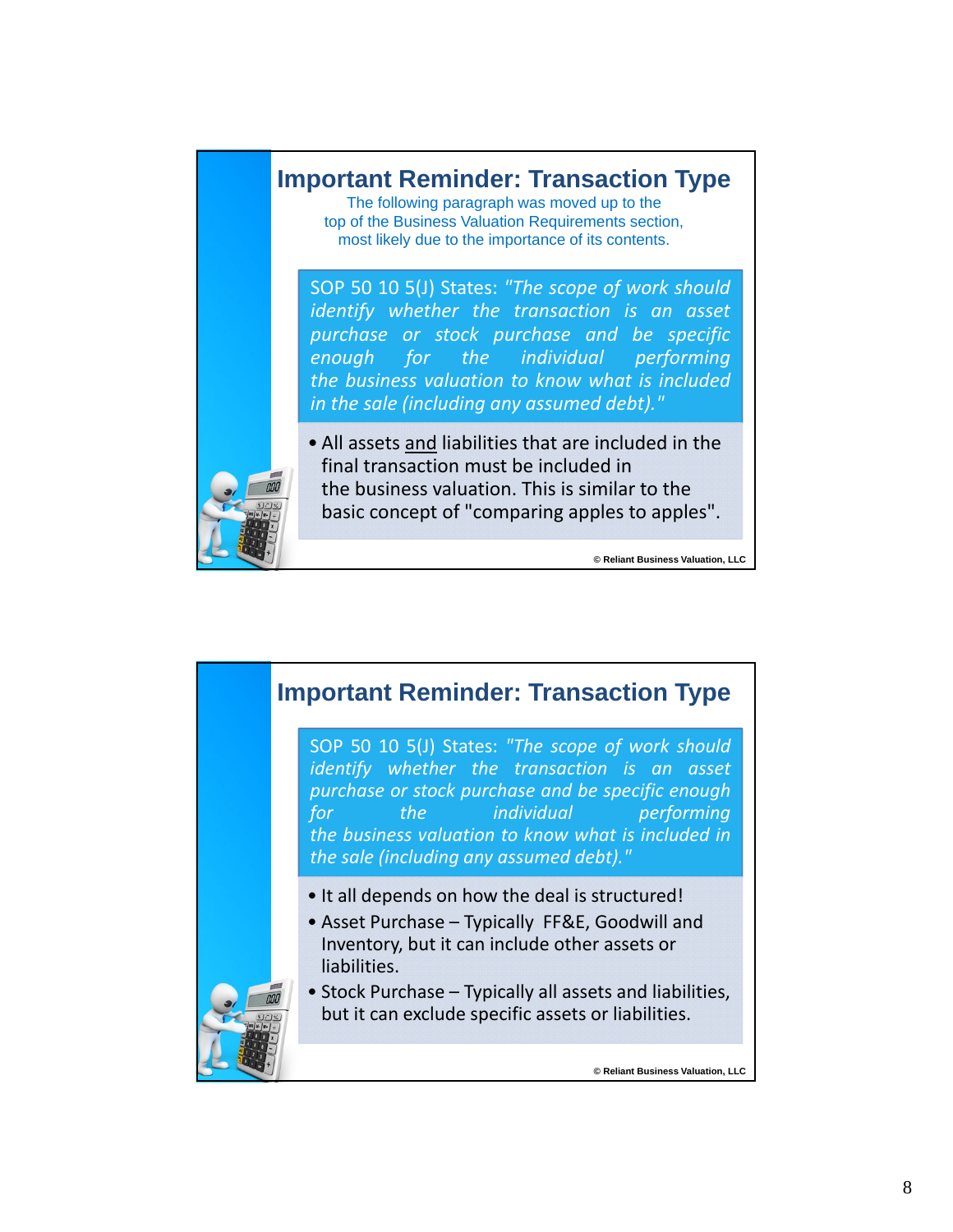## Important Reminder: Transaction Type

The following paragraph was moved up to the top of the Business Valuation Requirements section, most likely due to the importance of its contents.

SOP 50 10 5(J) States: *"The scope of work should identify whether the transaction is an asset purchase or stock purchase and be specific enough for the individual performing the business valuation to know what is included in the sale (including any assumed debt)."*

- All assets and liabilities that are included in the final transaction must be included in the business valuation. This is similar to the basic concept of "comparing apples to apples".

© Reliant Business Valuation, LLC

## Important Reminder: Transaction Type

SOP 50 10 5(J) States: *"The scope of work should identify whether the transaction is an asset purchase or stock purchase and be specific enough for the individual performing the business valuation to know what is included in the sale (including any assumed debt)."*

- It all depends on how the deal is structured!
- Asset Purchase – Typically FF&E, Goodwill and Inventory, but it can include other assets or liabilities.
- Stock Purchase – Typically all assets and liabilities, but it can exclude specific assets or liabilities.

© Reliant Business Valuation, LLC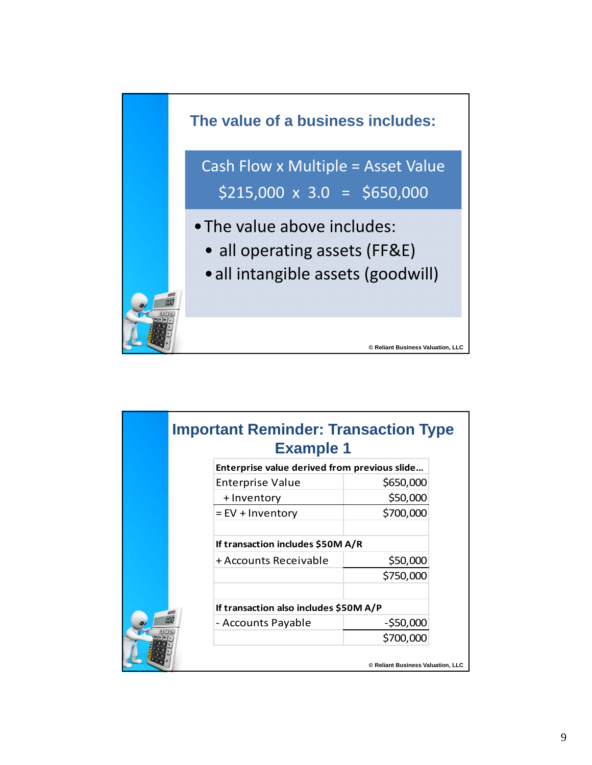## The value of a business includes:

Cash Flow x Multiple = Asset Value

$215,000 x 3.0 = $650,000

- The value above includes:
  - all operating assets (FF&E)
  - all intangible assets (goodwill)

© Reliant Business Valuation, LLC

## Important Reminder: Transaction Type Example 1

| Enterprise value derived from previous slide… | |
|---|---|
| Enterprise Value | $650,000 |
| + Inventory | $50,000 |
| = EV + Inventory | $700,000 |
| | |
| **If transaction includes $50M A/R** | |
| + Accounts Receivable | $50,000 |
| | $750,000 |
| | |
| **If transaction also includes $50M A/P** | |
| - Accounts Payable | -$50,000 |
| | $700,000 |

© Reliant Business Valuation, LLC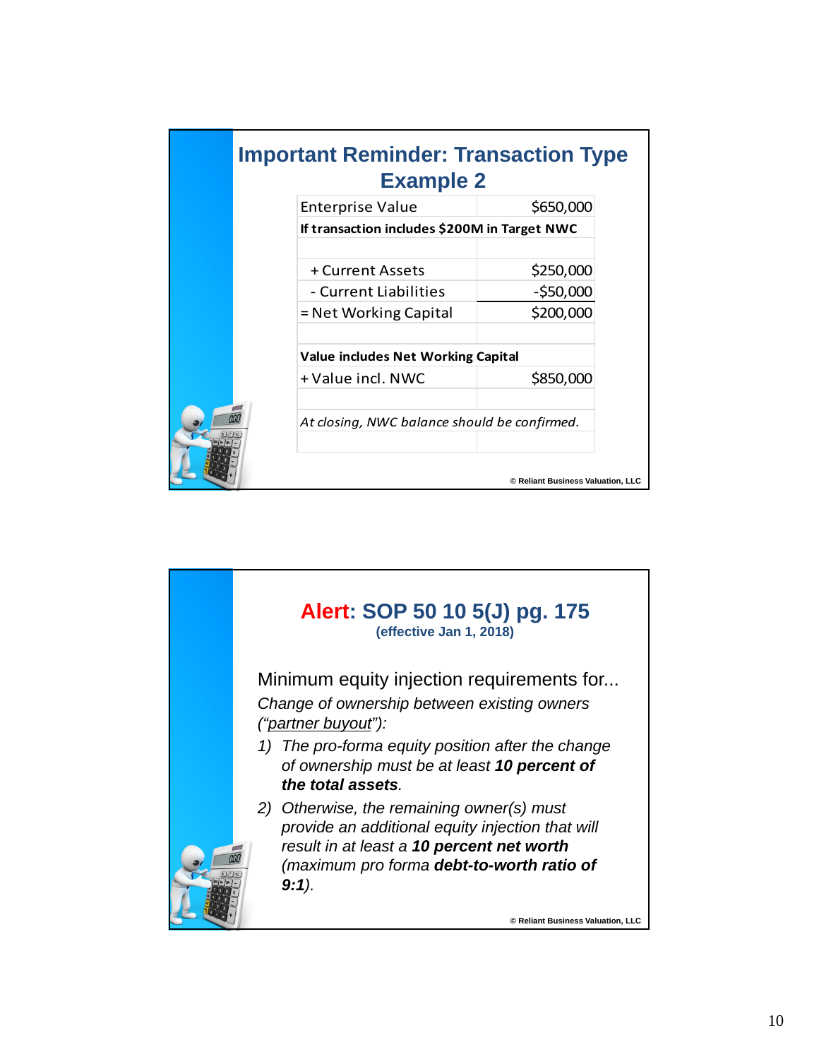## Important Reminder: Transaction Type Example 2

| Enterprise Value | $650,000 |
|---|---|
| **If transaction includes $200M in Target NWC** | |
| | |
| + Current Assets | $250,000 |
| - Current Liabilities | -$50,000 |
| = Net Working Capital | $200,000 |
| | |
| **Value includes Net Working Capital** | |
| + Value incl. NWC | $850,000 |
| | |
| *At closing, NWC balance should be confirmed.* | |
| | |

© Reliant Business Valuation, LLC

## Alert: SOP 50 10 5(J) pg. 175

**(effective Jan 1, 2018)**

Minimum equity injection requirements for...

*Change of ownership between existing owners (“partner buyout”):*

1) *The pro-forma equity position after the change of ownership must be at least* ***10 percent of the total assets****.*
2) *Otherwise, the remaining owner(s) must provide an additional equity injection that will result in at least a* ***10 percent net worth*** *(maximum pro forma* ***debt-to-worth ratio of 9:1****).*

© Reliant Business Valuation, LLC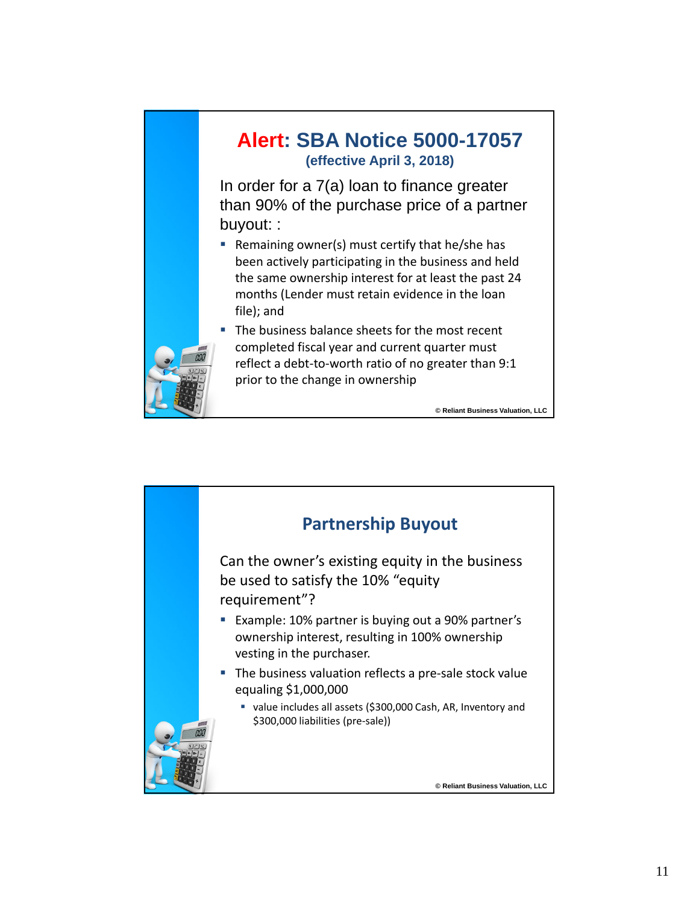## Alert: SBA Notice 5000-17057

**(effective April 3, 2018)**

In order for a 7(a) loan to finance greater than 90% of the purchase price of a partner buyout: :

- Remaining owner(s) must certify that he/she has been actively participating in the business and held the same ownership interest for at least the past 24 months (Lender must retain evidence in the loan file); and
- The business balance sheets for the most recent completed fiscal year and current quarter must reflect a debt-to-worth ratio of no greater than 9:1 prior to the change in ownership

© Reliant Business Valuation, LLC

## Partnership Buyout

Can the owner's existing equity in the business be used to satisfy the 10% "equity requirement"?

- Example: 10% partner is buying out a 90% partner's ownership interest, resulting in 100% ownership vesting in the purchaser.
- The business valuation reflects a pre-sale stock value equaling $1,000,000
  - value includes all assets ($300,000 Cash, AR, Inventory and $300,000 liabilities (pre-sale))

© Reliant Business Valuation, LLC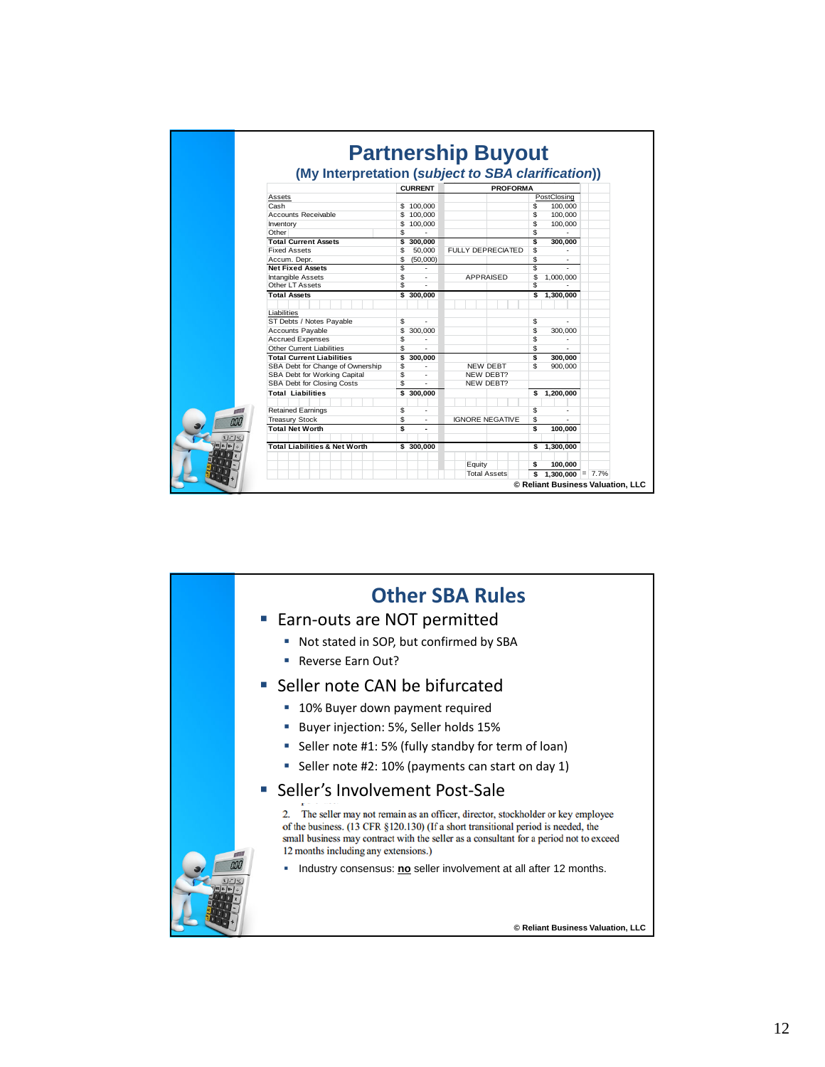# Partnership Buyout

## (My Interpretation (*subject to SBA clarification*))

| | CURRENT | PROFORMA | PostClosing | |
|---|---|---|---|---|
| **Assets** | | | | |
| Cash | $ 100,000 | | $ 100,000 | |
| Accounts Receivable | $ 100,000 | | $ 100,000 | |
| Inventory | $ 100,000 | | $ 100,000 | |
| Other | $ - | | $ - | |
| **Total Current Assets** | **$ 300,000** | | **$ 300,000** | |
| Fixed Assets | $ 50,000 | FULLY DEPRECIATED | $ - | |
| Accum. Depr. | $ (50,000) | | $ - | |
| **Net Fixed Assets** | $ - | | $ - | |
| Intangible Assets | $ - | APPRAISED | $ 1,000,000 | |
| Other LT Assets | $ - | | $ - | |
| **Total Assets** | **$ 300,000** | | **$ 1,300,000** | |
| **Liabilities** | | | | |
| ST Debts / Notes Payable | $ - | | $ - | |
| Accounts Payable | $ 300,000 | | $ 300,000 | |
| Accrued Expenses | $ - | | $ - | |
| Other Current Liabilities | $ - | | $ - | |
| **Total Current Liabilities** | **$ 300,000** | | **$ 300,000** | |
| SBA Debt for Change of Ownership | $ - | NEW DEBT | $ 900,000 | |
| SBA Debt for Working Capital | $ - | NEW DEBT? | | |
| SBA Debt for Closing Costs | $ - | NEW DEBT? | | |
| **Total Liabilities** | **$ 300,000** | | **$ 1,200,000** | |
| Retained Earnings | $ - | | $ - | |
| Treasury Stock | $ - | IGNORE NEGATIVE | $ - | |
| **Total Net Worth** | **$ -** | | **$ 100,000** | |
| **Total Liabilities & Net Worth** | **$ 300,000** | | **$ 1,300,000** | |
| | | Equity | **$ 100,000** | |
| | | Total Assets | **$ 1,300,000** | = 7.7% |

© Reliant Business Valuation, LLC

# Other SBA Rules

- Earn-outs are NOT permitted
  - Not stated in SOP, but confirmed by SBA
  - Reverse Earn Out?
- Seller note CAN be bifurcated
  - 10% Buyer down payment required
  - Buyer injection: 5%, Seller holds 15%
  - Seller note #1: 5% (fully standby for term of loan)
  - Seller note #2: 10% (payments can start on day 1)
- Seller's Involvement Post-Sale

  2. The seller may not remain as an officer, director, stockholder or key employee of the business. (13 CFR §120.130) (If a short transitional period is needed, the small business may contract with the seller as a consultant for a period not to exceed 12 months including any extensions.)

  - Industry consensus: **no** seller involvement at all after 12 months.

© Reliant Business Valuation, LLC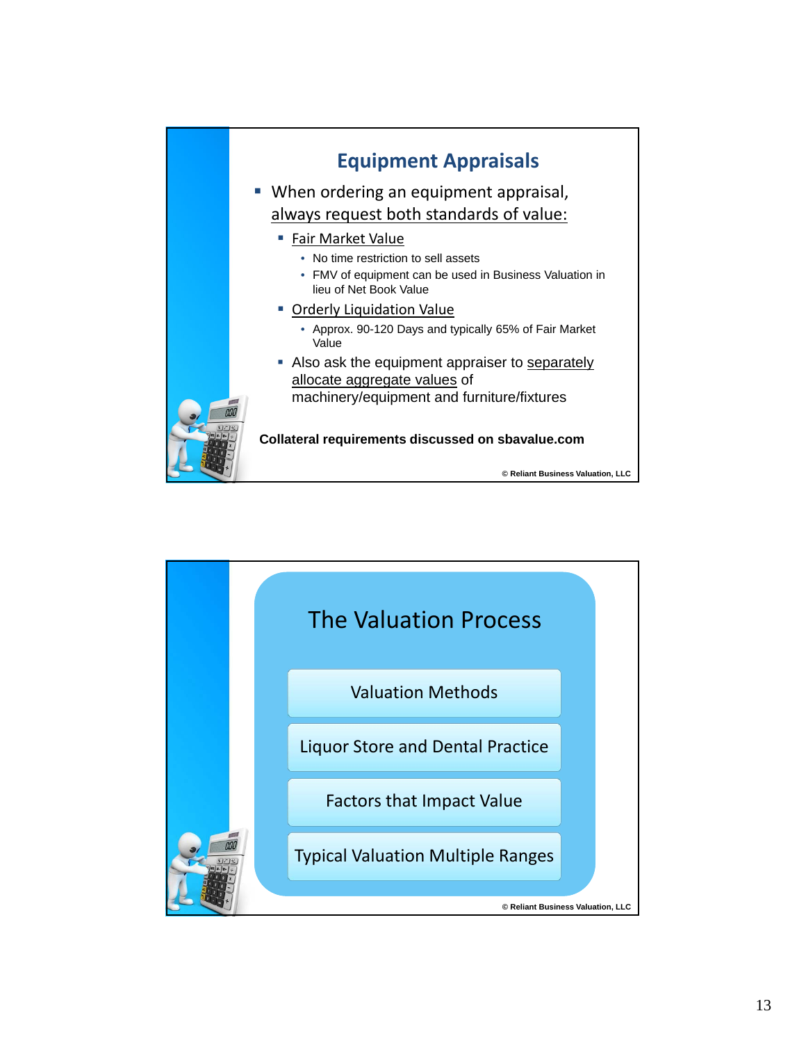## Equipment Appraisals

- When ordering an equipment appraisal, always request both standards of value:
  - Fair Market Value
    - No time restriction to sell assets
    - FMV of equipment can be used in Business Valuation in lieu of Net Book Value
  - Orderly Liquidation Value
    - Approx. 90-120 Days and typically 65% of Fair Market Value
  - Also ask the equipment appraiser to separately allocate aggregate values of machinery/equipment and furniture/fixtures

**Collateral requirements discussed on sbavalue.com**

© Reliant Business Valuation, LLC

## The Valuation Process

- Valuation Methods
- Liquor Store and Dental Practice
- Factors that Impact Value
- Typical Valuation Multiple Ranges

© Reliant Business Valuation, LLC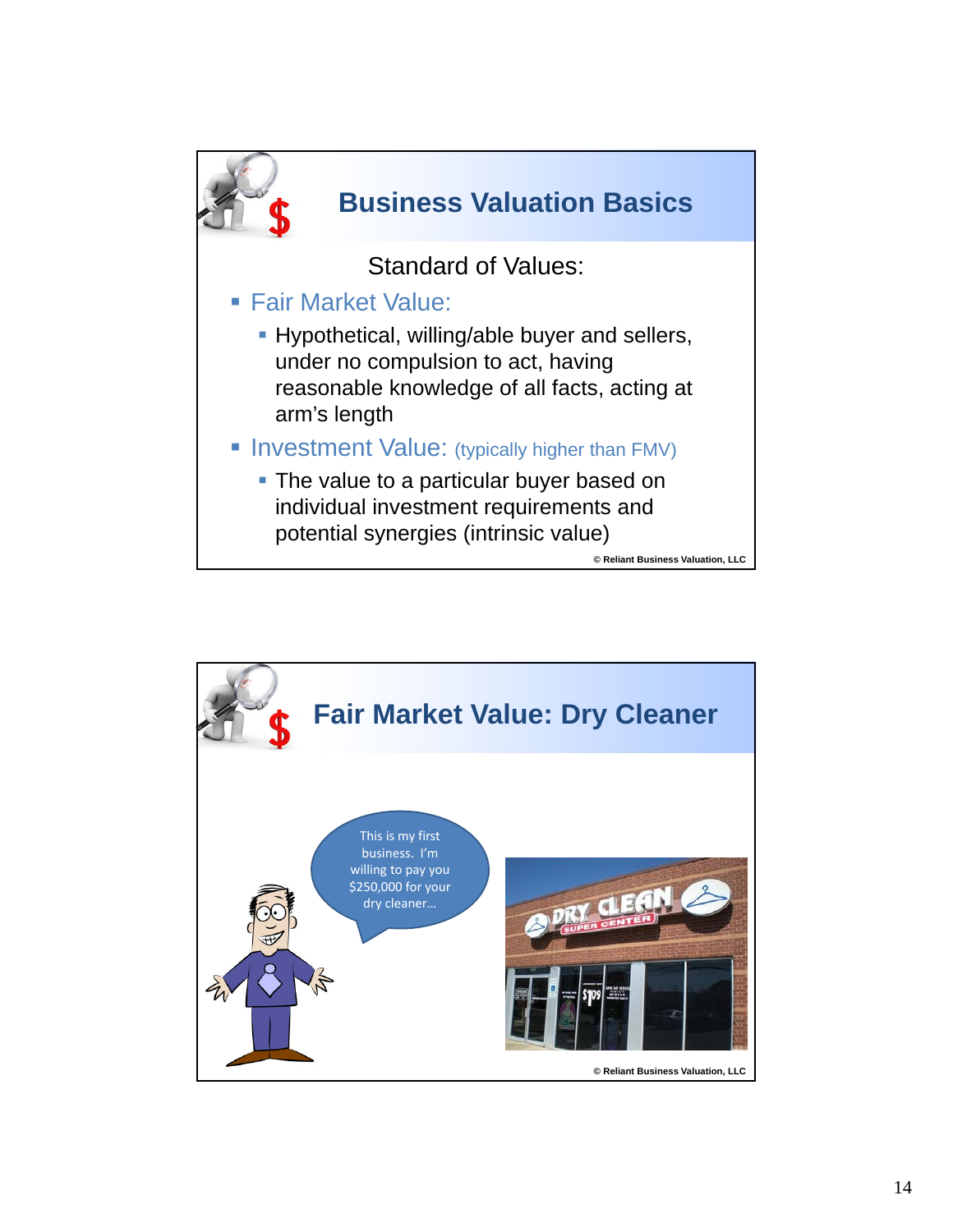## Business Valuation Basics

Standard of Values:

- Fair Market Value:
  - Hypothetical, willing/able buyer and sellers, under no compulsion to act, having reasonable knowledge of all facts, acting at arm's length
- Investment Value: (typically higher than FMV)
  - The value to a particular buyer based on individual investment requirements and potential synergies (intrinsic value)

© Reliant Business Valuation, LLC

## Fair Market Value: Dry Cleaner

This is my first business. I'm willing to pay you $250,000 for your dry cleaner…

© Reliant Business Valuation, LLC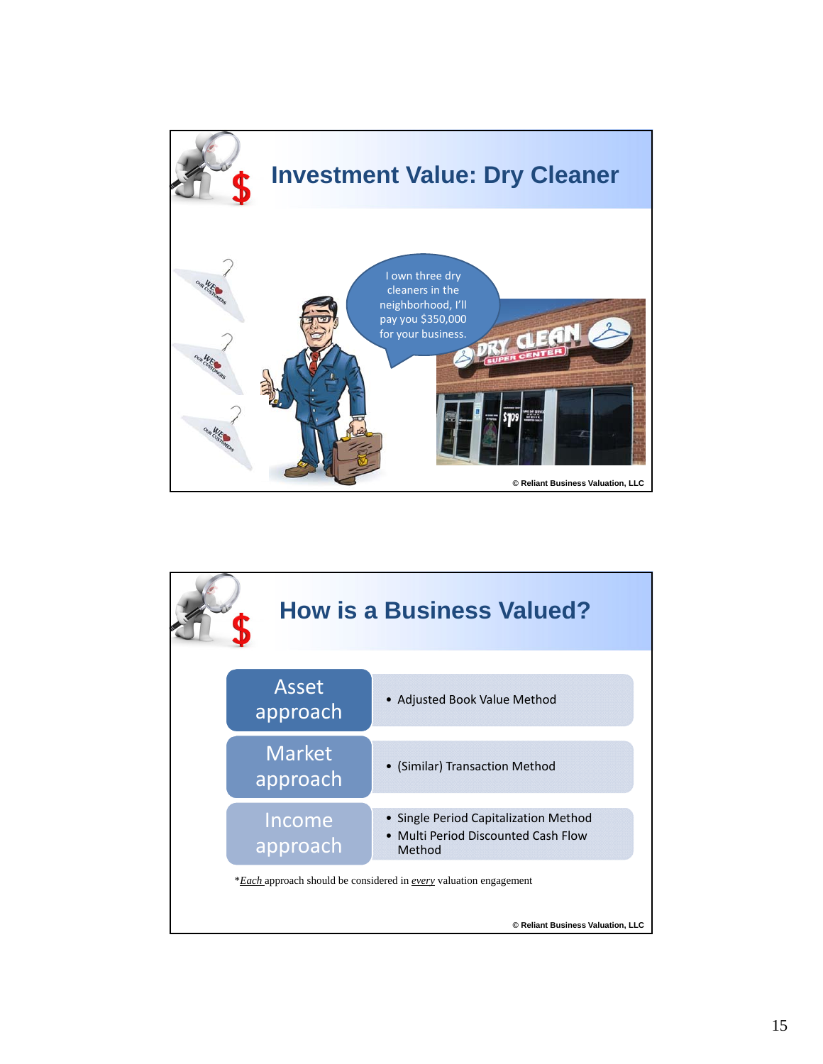## Investment Value: Dry Cleaner

I own three dry cleaners in the neighborhood, I'll pay you $350,000 for your business.

© Reliant Business Valuation, LLC

## How is a Business Valued?

| Approach | Methods |
| --- | --- |
| Asset approach | • Adjusted Book Value Method |
| Market approach | • (Similar) Transaction Method |
| Income approach | • Single Period Capitalization Method<br>• Multi Period Discounted Cash Flow Method |

*<u>*Each*</u> approach should be considered in <u>*every*</u> valuation engagement

© Reliant Business Valuation, LLC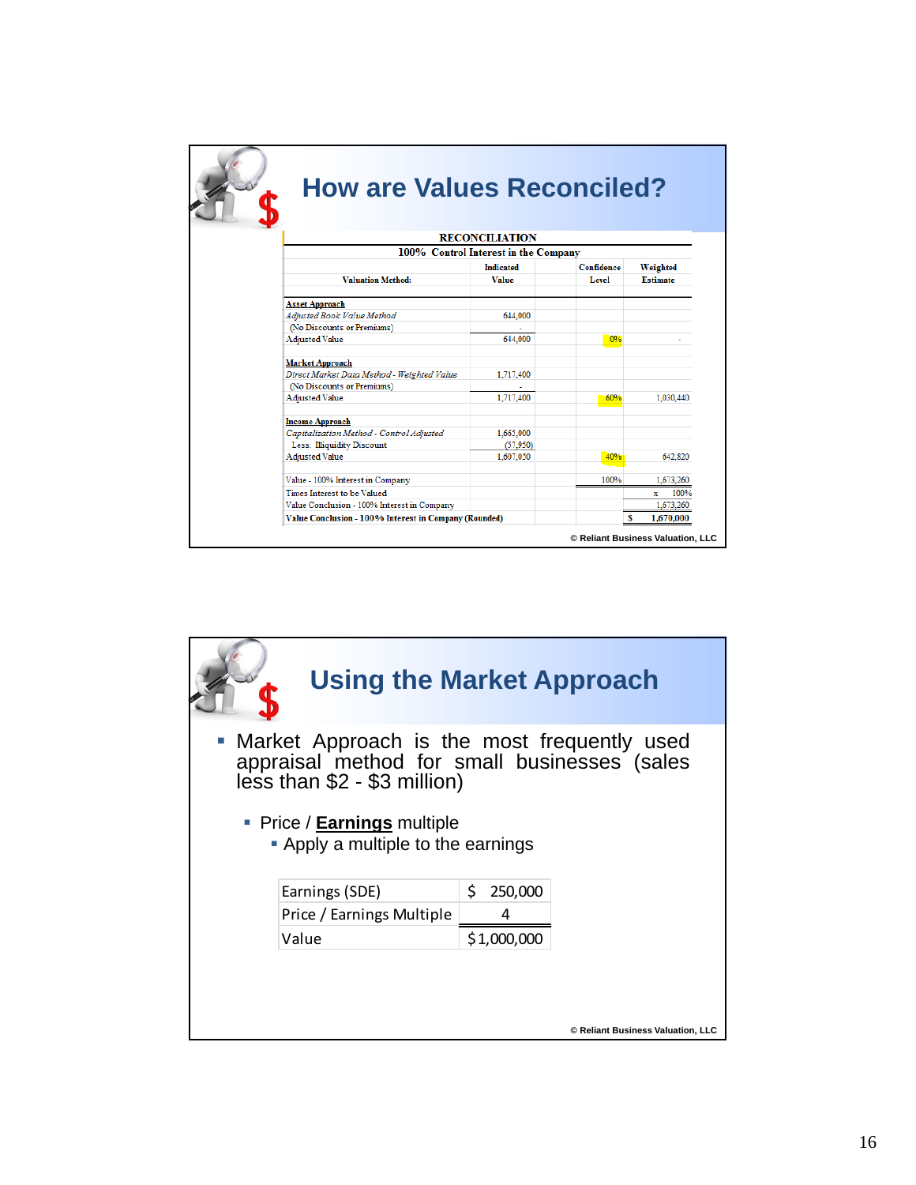## How are Values Reconciled?

| RECONCILIATION | | | |
|---|---|---|---|
| 100% Control Interest in the Company | | | |
| Valuation Method: | Indicated Value | Confidence Level | Weighted Estimate |
| **Asset Approach** | | | |
| *Adjusted Book Value Method* | 644,000 | | |
| (No Discounts or Premiums) | - | | |
| Adjusted Value | 644,000 | 0% | - |
| **Market Approach** | | | |
| *Direct Market Data Method - Weighted Value* | 1,717,400 | | |
| (No Discounts or Premiums) | - | | |
| Adjusted Value | 1,717,400 | 60% | 1,030,440 |
| **Income Approach** | | | |
| *Capitalization Method - Control Adjusted* | 1,665,000 | | |
| Less: Illiquidity Discount | (57,950) | | |
| Adjusted Value | 1,607,050 | 40% | 642,820 |
| Value - 100% Interest in Company | | 100% | 1,673,260 |
| Times Interest to be Valued | | | x 100% |
| Value Conclusion - 100% Interest in Company | | | 1,673,260 |
| **Value Conclusion - 100% Interest in Company (Rounded)** | | | $ 1,670,000 |

© Reliant Business Valuation, LLC

## Using the Market Approach

- Market Approach is the most frequently used appraisal method for small businesses (sales less than $2 - $3 million)
  - Price / **Earnings** multiple
    - Apply a multiple to the earnings

| | |
|---|---|
| Earnings (SDE) | $ 250,000 |
| Price / Earnings Multiple | 4 |
| Value | $1,000,000 |

© Reliant Business Valuation, LLC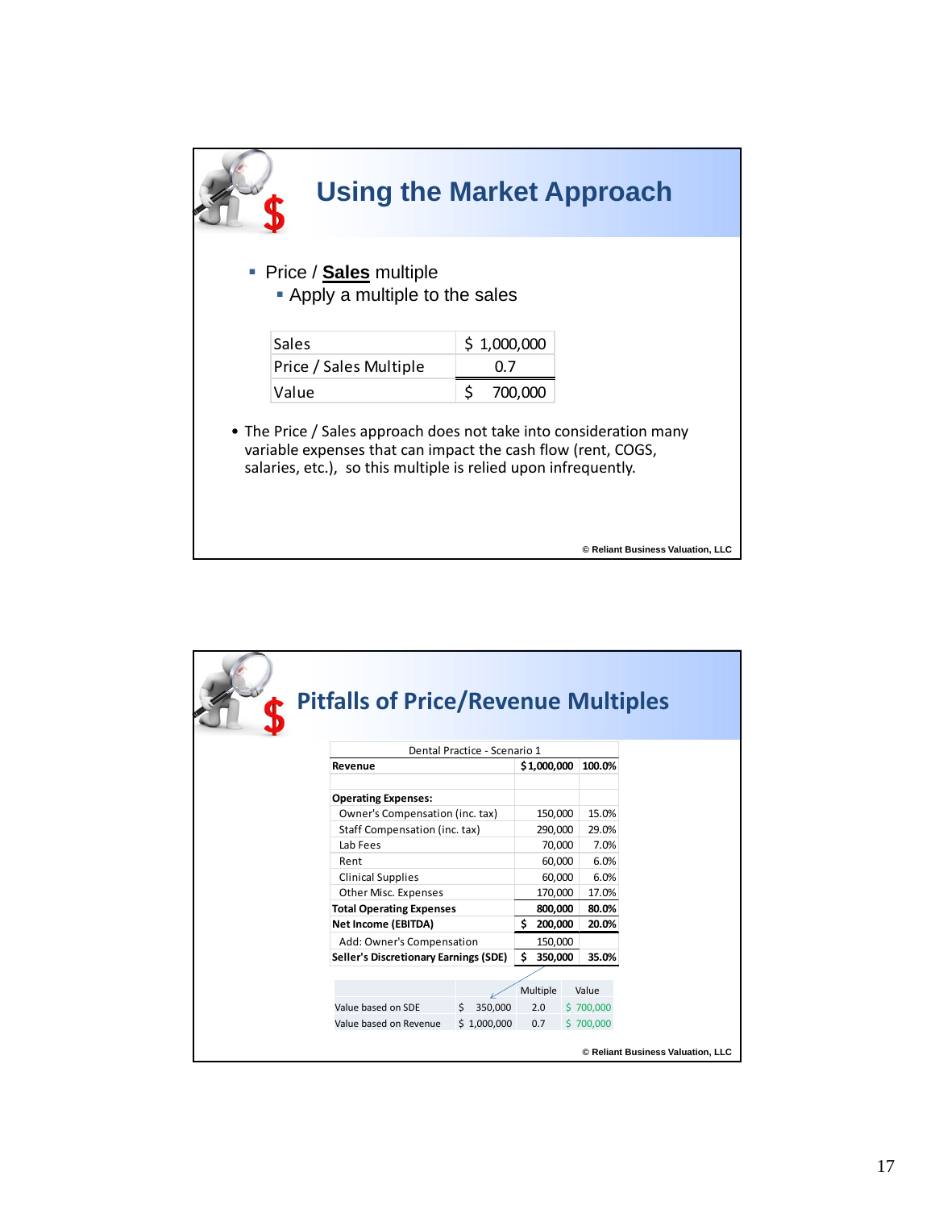## Using the Market Approach

- Price / **Sales** multiple
  - Apply a multiple to the sales

| | |
|---|---|
| Sales | $ 1,000,000 |
| Price / Sales Multiple | 0.7 |
| Value | $ 700,000 |

- The Price / Sales approach does not take into consideration many variable expenses that can impact the cash flow (rent, COGS, salaries, etc.), so this multiple is relied upon infrequently.

© Reliant Business Valuation, LLC

## Pitfalls of Price/Revenue Multiples

| Dental Practice - Scenario 1 | | |
|---|---|---|
| **Revenue** | **$1,000,000** | **100.0%** |
| | | |
| **Operating Expenses:** | | |
| Owner's Compensation (inc. tax) | 150,000 | 15.0% |
| Staff Compensation (inc. tax) | 290,000 | 29.0% |
| Lab Fees | 70,000 | 7.0% |
| Rent | 60,000 | 6.0% |
| Clinical Supplies | 60,000 | 6.0% |
| Other Misc. Expenses | 170,000 | 17.0% |
| **Total Operating Expenses** | **800,000** | **80.0%** |
| **Net Income (EBITDA)** | **$ 200,000** | **20.0%** |
| Add: Owner's Compensation | 150,000 | |
| **Seller's Discretionary Earnings (SDE)** | **$ 350,000** | **35.0%** |

| | | Multiple | Value |
|---|---|---|---|
| Value based on SDE | $ 350,000 | 2.0 | $ 700,000 |
| Value based on Revenue | $ 1,000,000 | 0.7 | $ 700,000 |

© Reliant Business Valuation, LLC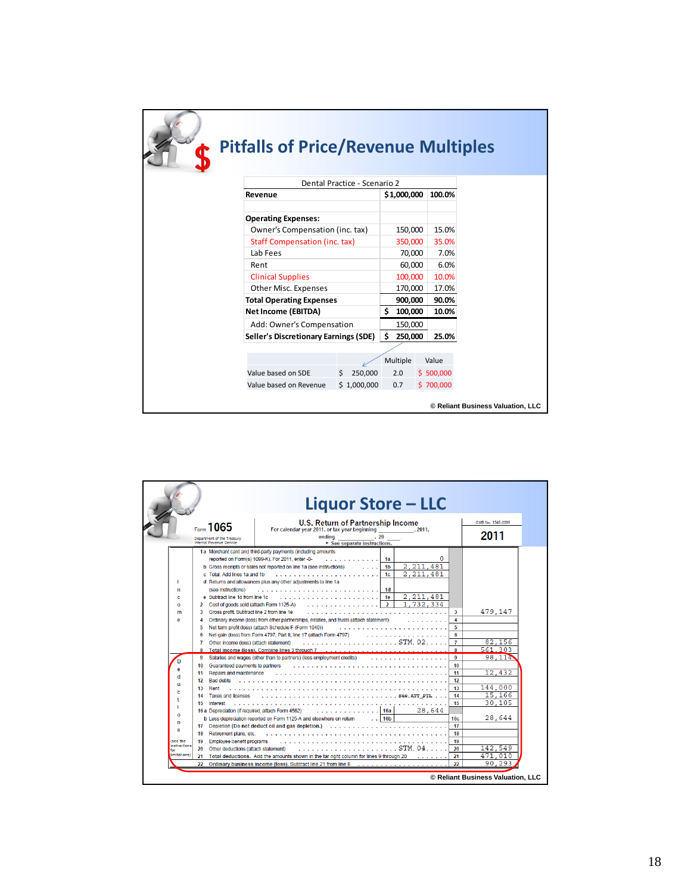# Pitfalls of Price/Revenue Multiples

| Dental Practice - Scenario 2 | | |
|---|---|---|
| **Revenue** | **$1,000,000** | **100.0%** |
| | | |
| **Operating Expenses:** | | |
| Owner's Compensation (inc. tax) | 150,000 | 15.0% |
| Staff Compensation (inc. tax) | 350,000 | 35.0% |
| Lab Fees | 70,000 | 7.0% |
| Rent | 60,000 | 6.0% |
| Clinical Supplies | 100,000 | 10.0% |
| Other Misc. Expenses | 170,000 | 17.0% |
| **Total Operating Expenses** | **900,000** | **90.0%** |
| **Net Income (EBITDA)** | **$ 100,000** | **10.0%** |
| Add: Owner's Compensation | 150,000 | |
| **Seller's Discretionary Earnings (SDE)** | **$ 250,000** | **25.0%** |

| | | Multiple | Value |
|---|---|---|---|
| Value based on SDE | $ 250,000 | 2.0 | $ 500,000 |
| Value based on Revenue | $ 1,000,000 | 0.7 | $ 700,000 |

© Reliant Business Valuation, LLC

# Liquor Store – LLC

Form 1065 — U.S. Return of Partnership Income — 2011

| Line | Description | Sub-line | Amount | Line | Amount |
|---|---|---|---|---|---|
| 1a | Merchant card and third-party payments (including amounts reported on Form(s) 1099-K). For 2011, enter -0- | 1a | 0 | | |
| b | Gross receipts or sales not reported on line 1a (see instructions) | 1b | 2,211,481 | | |
| c | Total. Add lines 1a and 1b | 1c | 2,211,481 | | |
| d | Returns and allowances plus any other adjustments to line 1a (see instructions) | 1d | | | |
| e | Subtract line 1d from line 1c | 1e | 2,211,481 | | |
| 2 | Cost of goods sold (attach Form 1125-A) | 2 | 1,732,334 | | |
| 3 | Gross profit. Subtract line 2 from line 1e | | | 3 | 479,147 |
| 4 | Ordinary income (loss) from other partnerships, estates, and trusts (attach statement) | | | 4 | |
| 5 | Net farm profit (loss) (attach Schedule F (Form 1040)) | | | 5 | |
| 6 | Net gain (loss) from Form 4797, Part II, line 17 (attach Form 4797) | | | 6 | |
| 7 | Other income (loss) (attach statement) STM. 02 | | | 7 | 82,156 |
| 8 | Total income (loss). Combine lines 3 through 7 | | | 8 | 561,303 |
| 9 | Salaries and wages (other than to partners) (less employment credits) | | | 9 | 98,114 |
| 10 | Guaranteed payments to partners | | | 10 | |
| 11 | Repairs and maintenance | | | 11 | 12,432 |
| 12 | Bad debts | | | 12 | |
| 13 | Rent | | | 13 | 144,000 |
| 14 | Taxes and licenses SEE ATT PTL | | | 14 | 15,166 |
| 15 | Interest | | | 15 | 30,105 |
| 16a | Depreciation (if required, attach Form 4562) | 16a | 28,644 | | |
| b | Less depreciation reported on Form 1125-A and elsewhere on return | 16b | | 16c | 28,644 |
| 17 | Depletion (Do not deduct oil and gas depletion.) | | | 17 | |
| 18 | Retirement plans, etc. | | | 18 | |
| 19 | Employee benefit programs | | | 19 | |
| 20 | Other deductions (attach statement) STM. 04 | | | 20 | 142,549 |
| 21 | Total deductions. Add the amounts shown in the far right column for lines 9 through 20 | | | 21 | 471,010 |
| 22 | Ordinary business income (loss). Subtract line 21 from line 8 | | | 22 | 90,293 |

© Reliant Business Valuation, LLC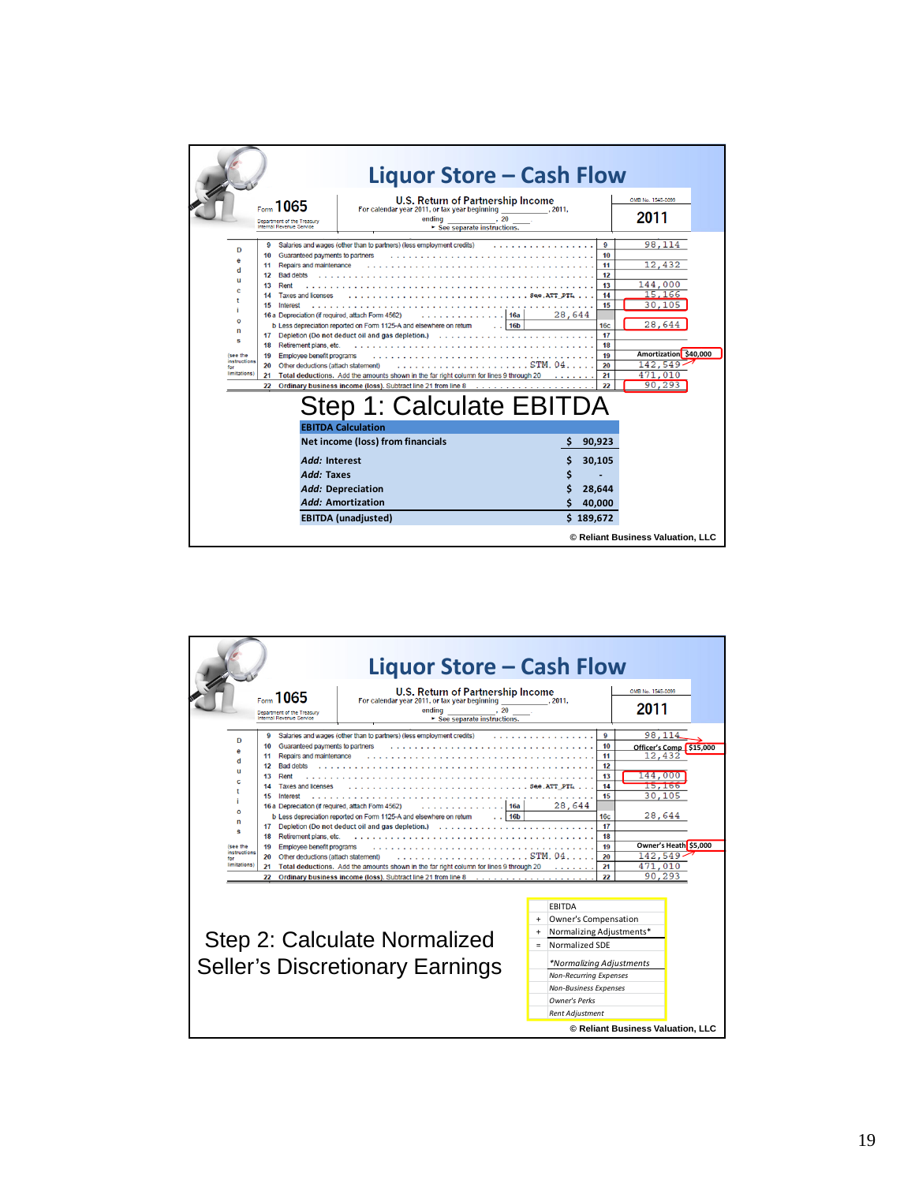# Liquor Store – Cash Flow

**Form 1065** — U.S. Return of Partnership Income — 2011

| Line | Description | Amount |
|---|---|---|
| 9 | Salaries and wages (other than to partners) (less employment credits) | 98,114 |
| 10 | Guaranteed payments to partners | |
| 11 | Repairs and maintenance | 12,432 |
| 12 | Bad debts | |
| 13 | Rent | 144,000 |
| 14 | Taxes and licenses (See ATT PTL) | 15,166 |
| 15 | Interest | 30,105 |
| 16a | Depreciation (if required, attach Form 4562) — 28,644 | |
| 16b | Less depreciation reported on Form 1125-A and elsewhere on return | |
| 16c | | 28,644 |
| 17 | Depletion (Do not deduct oil and gas depletion.) | |
| 18 | Retirement plans, etc. | |
| 19 | Employee benefit programs | |
| 20 | Other deductions (attach statement) STM. 04 — Amortization $40,000 | 142,549 |
| 21 | Total deductions. Add the amounts shown in the far right column for lines 9 through 20 | 471,010 |
| 22 | Ordinary business income (loss). Subtract line 21 from line 8 | 90,293 |

## Step 1: Calculate EBITDA

| EBITDA Calculation | |
|---|---|
| Net income (loss) from financials | $ 90,923 |
| *Add:* Interest | $ 30,105 |
| *Add:* Taxes | $ - |
| *Add:* Depreciation | $ 28,644 |
| *Add:* Amortization | $ 40,000 |
| **EBITDA (unadjusted)** | **$ 189,672** |

© Reliant Business Valuation, LLC

# Liquor Store – Cash Flow

**Form 1065** — U.S. Return of Partnership Income — 2011

| Line | Description | Amount |
|---|---|---|
| 9 | Salaries and wages (other than to partners) (less employment credits) — Officer's Comp $15,000 | 98,114 |
| 10 | Guaranteed payments to partners | |
| 11 | Repairs and maintenance | 12,432 |
| 12 | Bad debts | |
| 13 | Rent | 144,000 |
| 14 | Taxes and licenses (See ATT PTL) | 15,166 |
| 15 | Interest | 30,105 |
| 16a | Depreciation (if required, attach Form 4562) — 28,644 | |
| 16b | Less depreciation reported on Form 1125-A and elsewhere on return | |
| 16c | | 28,644 |
| 17 | Depletion (Do not deduct oil and gas depletion.) | |
| 18 | Retirement plans, etc. | |
| 19 | Employee benefit programs — Owner's Heath $5,000 | |
| 20 | Other deductions (attach statement) STM. 04 | 142,549 |
| 21 | Total deductions. Add the amounts shown in the far right column for lines 9 through 20 | 471,010 |
| 22 | Ordinary business income (loss). Subtract line 21 from line 8 | 90,293 |

## Step 2: Calculate Normalized Seller's Discretionary Earnings

| | |
|---|---|
| | EBITDA |
| + | Owner's Compensation |
| + | Normalizing Adjustments* |
| = | Normalized SDE |

*\*Normalizing Adjustments*
- *Non-Recurring Expenses*
- *Non-Business Expenses*
- *Owner's Perks*
- *Rent Adjustment*

© Reliant Business Valuation, LLC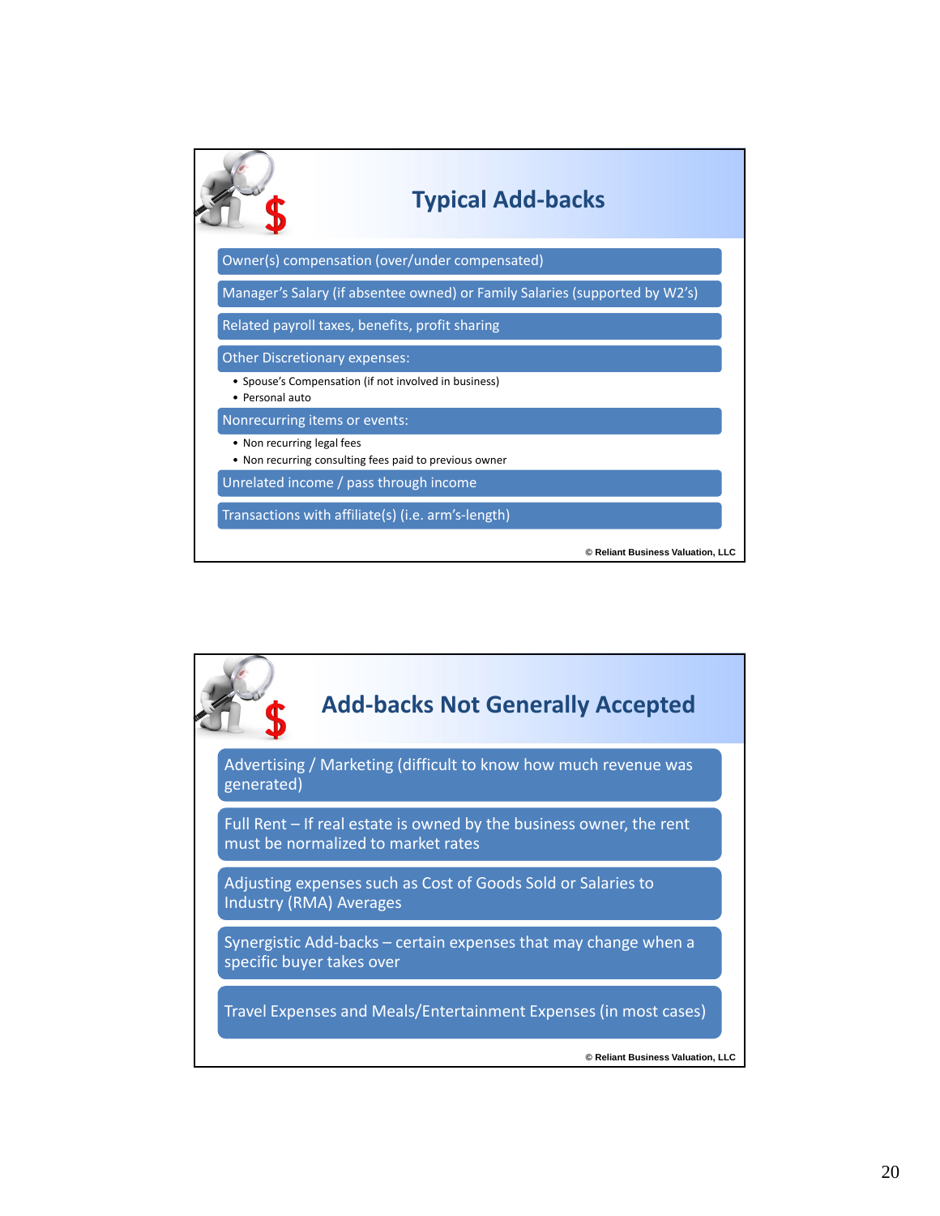## Typical Add-backs

- Owner(s) compensation (over/under compensated)
- Manager's Salary (if absentee owned) or Family Salaries (supported by W2's)
- Related payroll taxes, benefits, profit sharing
- Other Discretionary expenses:
  - Spouse's Compensation (if not involved in business)
  - Personal auto
- Nonrecurring items or events:
  - Non recurring legal fees
  - Non recurring consulting fees paid to previous owner
- Unrelated income / pass through income
- Transactions with affiliate(s) (i.e. arm's-length)

© Reliant Business Valuation, LLC

## Add-backs Not Generally Accepted

- Advertising / Marketing (difficult to know how much revenue was generated)
- Full Rent – If real estate is owned by the business owner, the rent must be normalized to market rates
- Adjusting expenses such as Cost of Goods Sold or Salaries to Industry (RMA) Averages
- Synergistic Add-backs – certain expenses that may change when a specific buyer takes over
- Travel Expenses and Meals/Entertainment Expenses (in most cases)

© Reliant Business Valuation, LLC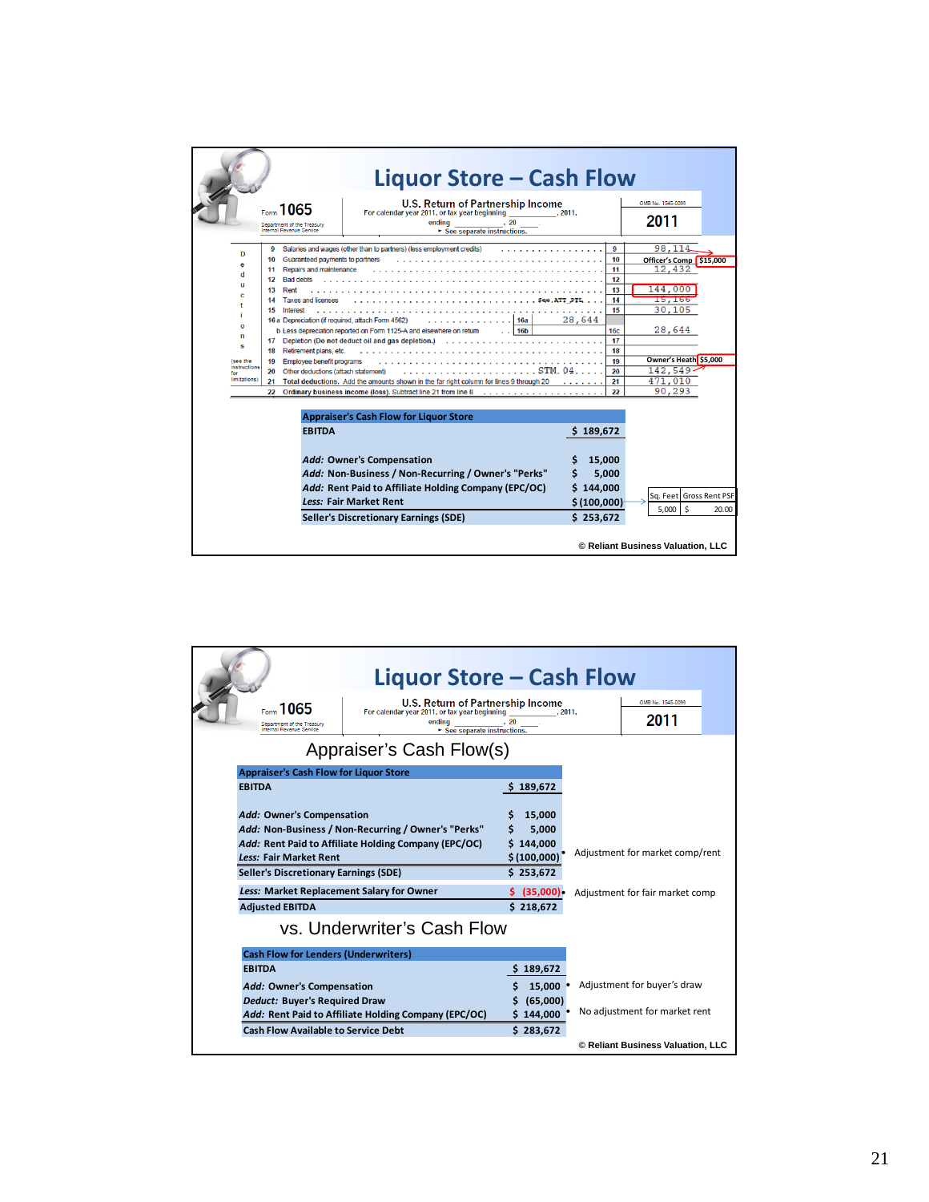# Liquor Store – Cash Flow

**Form 1065** — U.S. Return of Partnership Income — For calendar year 2011, or tax year beginning ______, 2011, ending ______, 20 ___ — See separate instructions. — Department of the Treasury, Internal Revenue Service — OMB No. 1545-0099 — **2011**

**Deductions** (see the instructions for limitations)

| Line | Description | Line | Amount | Note |
|---|---|---|---|---|
| 9 | Salaries and wages (other than to partners) (less employment credits) | 9 | 98,114 | |
| 10 | Guaranteed payments to partners | 10 | | Officer's Comp — $15,000 |
| 11 | Repairs and maintenance | 11 | 12,432 | |
| 12 | Bad debts | 12 | | |
| 13 | Rent | 13 | 144,000 | |
| 14 | Taxes and licenses ... See ATT PTL | 14 | 15,166 | |
| 15 | Interest | 15 | 30,105 | |
| 16a | Depreciation (if required, attach Form 4562) — 16a: 28,644 | | | |
| b | Less depreciation reported on Form 1125-A and elsewhere on return — 16b | 16c | 28,644 | |
| 17 | Depletion (Do not deduct oil and gas depletion.) | 17 | | |
| 18 | Retirement plans, etc. | 18 | | |
| 19 | Employee benefit programs | 19 | | Owner's Heath — $5,000 |
| 20 | Other deductions (attach statement) ... STM. 04 | 20 | 142,549 | |
| 21 | Total deductions. Add the amounts shown in the far right column for lines 9 through 20 | 21 | 471,010 | |
| 22 | Ordinary business income (loss). Subtract line 21 from line 8 | 22 | 90,293 | |

| Appraiser's Cash Flow for Liquor Store | |
|---|---|
| EBITDA | $ 189,672 |
| *Add:* Owner's Compensation | $ 15,000 |
| *Add:* Non-Business / Non-Recurring / Owner's "Perks" | $ 5,000 |
| *Add:* Rent Paid to Affiliate Holding Company (EPC/OC) | $ 144,000 |
| *Less:* Fair Market Rent | $ (100,000) |
| Seller's Discretionary Earnings (SDE) | $ 253,672 |

| Sq. Feet | Gross Rent PSF |
|---|---|
| 5,000 | $ 20.00 |

© Reliant Business Valuation, LLC

# Liquor Store – Cash Flow

**Form 1065** — U.S. Return of Partnership Income — For calendar year 2011, or tax year beginning ______, 2011, ending ______, 20 ___ — See separate instructions. — Department of the Treasury, Internal Revenue Service — OMB No. 1545-0099 — **2011**

## Appraiser's Cash Flow(s)

| Appraiser's Cash Flow for Liquor Store | | |
|---|---|---|
| EBITDA | $ 189,672 | |
| *Add:* Owner's Compensation | $ 15,000 | |
| *Add:* Non-Business / Non-Recurring / Owner's "Perks" | $ 5,000 | |
| *Add:* Rent Paid to Affiliate Holding Company (EPC/OC) | $ 144,000 | • Adjustment for market comp/rent |
| *Less:* Fair Market Rent | $ (100,000) | |
| Seller's Discretionary Earnings (SDE) | $ 253,672 | |
| *Less:* Market Replacement Salary for Owner | $ (35,000) | • Adjustment for fair market comp |
| Adjusted EBITDA | $ 218,672 | |

## vs. Underwriter's Cash Flow

| Cash Flow for Lenders (Underwriters) | | |
|---|---|---|
| EBITDA | $ 189,672 | |
| *Add:* Owner's Compensation | $ 15,000 | • Adjustment for buyer's draw |
| *Deduct:* Buyer's Required Draw | $ (65,000) | |
| *Add:* Rent Paid to Affiliate Holding Company (EPC/OC) | $ 144,000 | • No adjustment for market rent |
| Cash Flow Available to Service Debt | $ 283,672 | |

© Reliant Business Valuation, LLC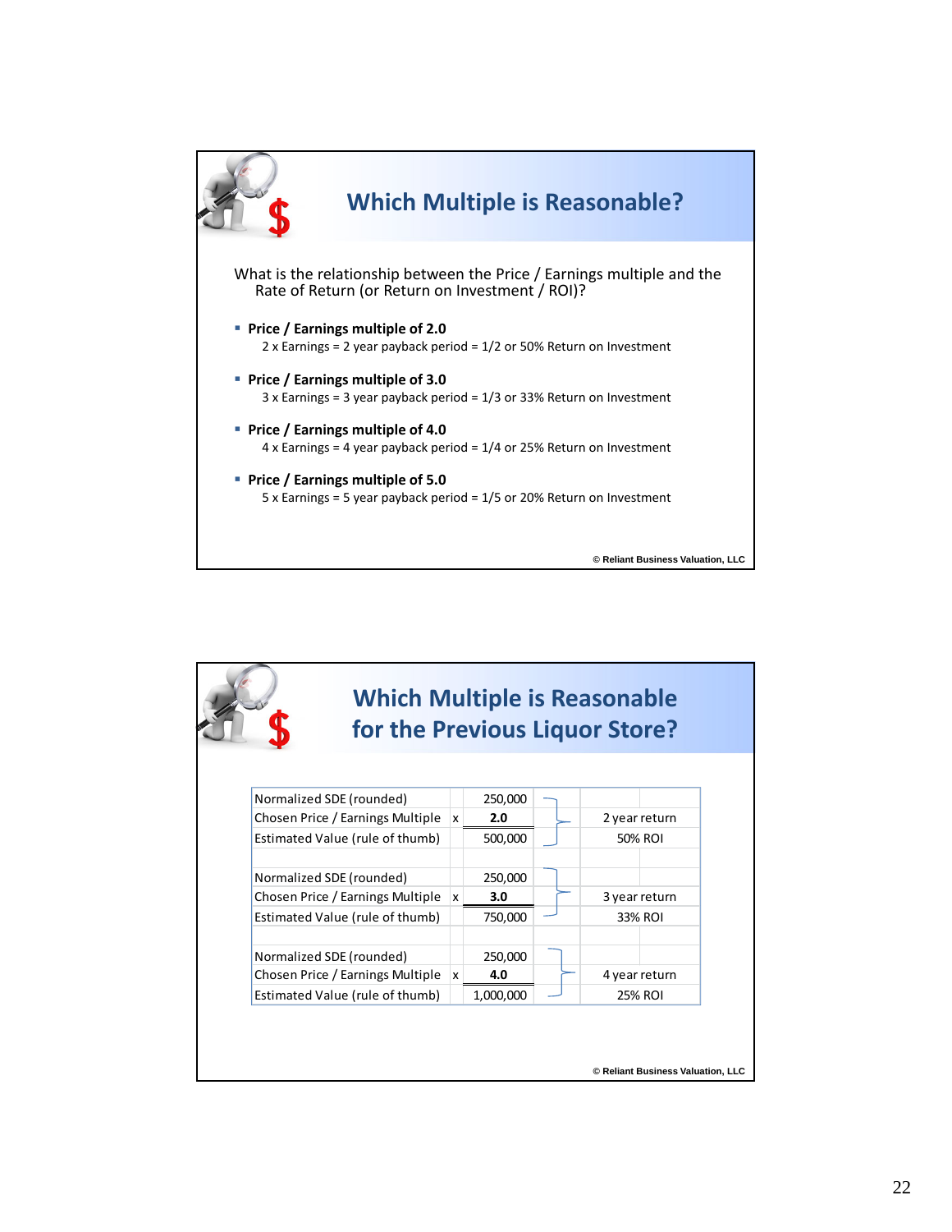## Which Multiple is Reasonable?

What is the relationship between the Price / Earnings multiple and the Rate of Return (or Return on Investment / ROI)?

- **Price / Earnings multiple of 2.0**
  2 x Earnings = 2 year payback period = 1/2 or 50% Return on Investment
- **Price / Earnings multiple of 3.0**
  3 x Earnings = 3 year payback period = 1/3 or 33% Return on Investment
- **Price / Earnings multiple of 4.0**
  4 x Earnings = 4 year payback period = 1/4 or 25% Return on Investment
- **Price / Earnings multiple of 5.0**
  5 x Earnings = 5 year payback period = 1/5 or 20% Return on Investment

© Reliant Business Valuation, LLC

## Which Multiple is Reasonable for the Previous Liquor Store?

| | | | |
|---|---|---|---|
| Normalized SDE (rounded) | | 250,000 | |
| Chosen Price / Earnings Multiple | x | **2.0** | 2 year return |
| Estimated Value (rule of thumb) | | 500,000 | 50% ROI |
| | | | |
| Normalized SDE (rounded) | | 250,000 | |
| Chosen Price / Earnings Multiple | x | **3.0** | 3 year return |
| Estimated Value (rule of thumb) | | 750,000 | 33% ROI |
| | | | |
| Normalized SDE (rounded) | | 250,000 | |
| Chosen Price / Earnings Multiple | x | **4.0** | 4 year return |
| Estimated Value (rule of thumb) | | 1,000,000 | 25% ROI |

© Reliant Business Valuation, LLC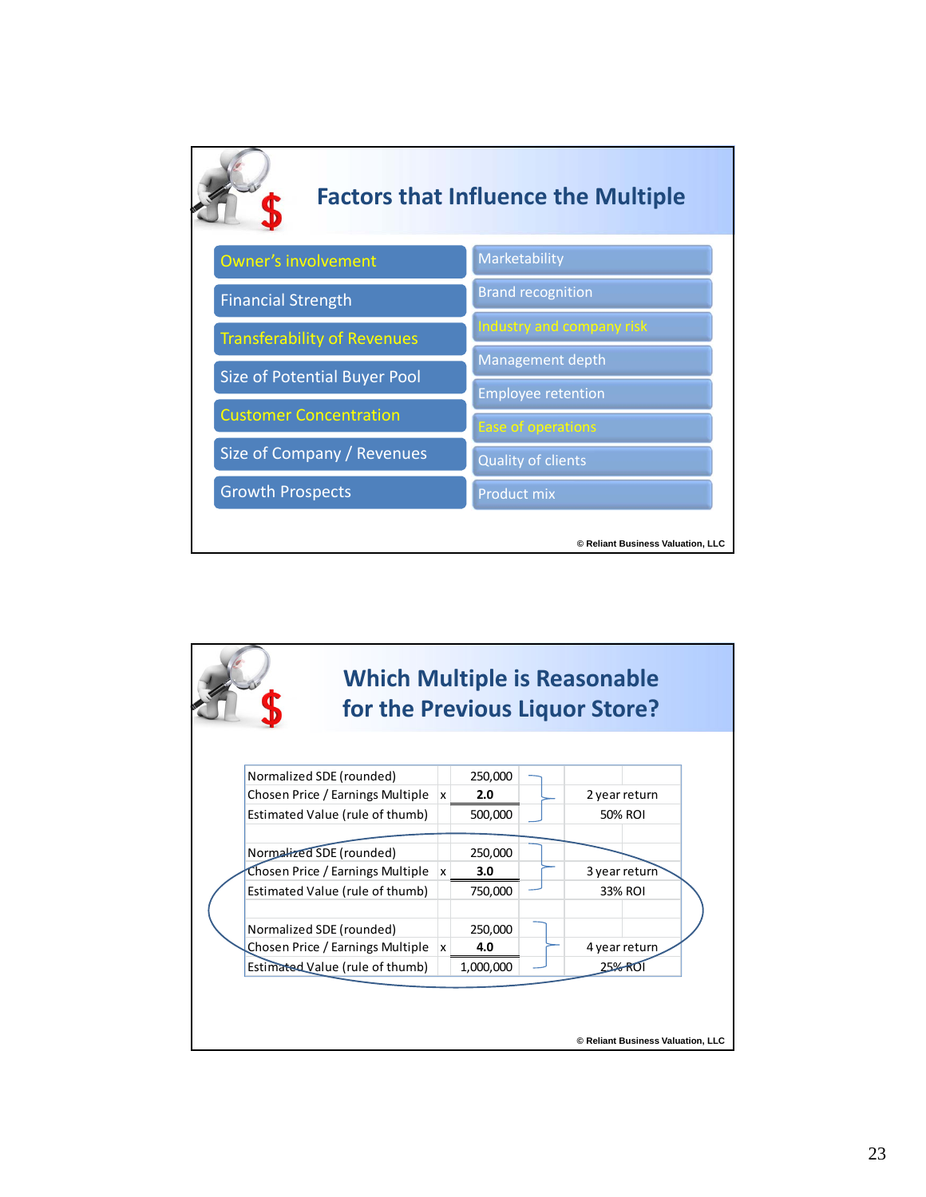## Factors that Influence the Multiple

- Owner's involvement
- Financial Strength
- Transferability of Revenues
- Size of Potential Buyer Pool
- Customer Concentration
- Size of Company / Revenues
- Growth Prospects
- Marketability
- Brand recognition
- Industry and company risk
- Management depth
- Employee retention
- Ease of operations
- Quality of clients
- Product mix

© Reliant Business Valuation, LLC

## Which Multiple is Reasonable for the Previous Liquor Store?

| | | | |
|---|---|---|---|
| Normalized SDE (rounded) | | 250,000 | |
| Chosen Price / Earnings Multiple | x | **2.0** | 2 year return |
| Estimated Value (rule of thumb) | | 500,000 | 50% ROI |
| | | | |
| Normalized SDE (rounded) | | 250,000 | |
| Chosen Price / Earnings Multiple | x | **3.0** | 3 year return |
| Estimated Value (rule of thumb) | | 750,000 | 33% ROI |
| | | | |
| Normalized SDE (rounded) | | 250,000 | |
| Chosen Price / Earnings Multiple | x | **4.0** | 4 year return |
| Estimated Value (rule of thumb) | | 1,000,000 | 25% ROI |

© Reliant Business Valuation, LLC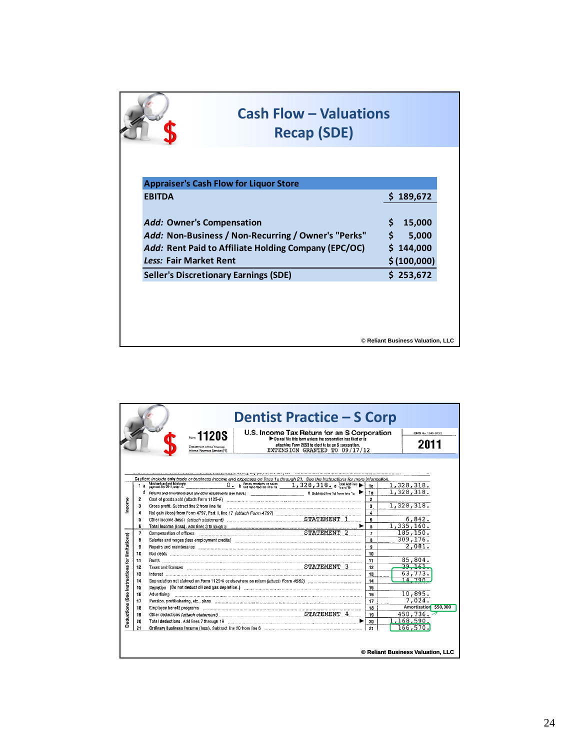# Cash Flow – Valuations Recap (SDE)

| Appraiser's Cash Flow for Liquor Store | |
|---|---|
| EBITDA | $ 189,672 |
| | |
| *Add:* Owner's Compensation | $ 15,000 |
| *Add:* Non-Business / Non-Recurring / Owner's "Perks" | $ 5,000 |
| *Add:* Rent Paid to Affiliate Holding Company (EPC/OC) | $ 144,000 |
| *Less:* Fair Market Rent | $ (100,000) |
| Seller's Discretionary Earnings (SDE) | $ 253,672 |

© Reliant Business Valuation, LLC

# Dentist Practice – S Corp

Form **1120S** — U.S. Income Tax Return for an S Corporation — **2011**

▶ Do not file this form unless the corporation has filed or is attaching Form 2553 to elect to be an S corporation.

Department of the Treasury, Internal Revenue Service

OMB No. 1545-0130

EXTENSION GRANTED TO 09/17/12

Caution: Include only trade or business income and expenses on lines 1a through 21. See the instructions for more information.

| | Line | Description | Box | Amount |
|---|---|---|---|---|
| Income | 1a | Merchant card and third-party payments. For 2011, enter -0- ... 0. / b Gross receipts or sales not reported on line 1a ... 1,328,318. / c Total. Add lines 1a and 1b | 1c | 1,328,318. |
| | d | Returns and allowances plus any other adjustments (see instrs.) / e Subtract line 1d from line 1c | 1e | 1,328,318. |
| | 2 | Cost of goods sold (attach Form 1125-A) | 2 | |
| | 3 | Gross profit. Subtract line 2 from line 1e | 3 | 1,328,318. |
| | 4 | Net gain (loss) from Form 4797, Part II, line 17 (attach Form 4797) | 4 | |
| | 5 | Other income (loss) (attach statement) STATEMENT 1 | 5 | 6,842. |
| | 6 | Total income (loss). Add lines 3 through 5 | 6 | 1,335,160. |
| Deductions (See instructions for limitations) | 7 | Compensation of officers STATEMENT 2 | 7 | 185,150. |
| | 8 | Salaries and wages (less employment credits) | 8 | 309,176. |
| | 9 | Repairs and maintenance | 9 | 2,081. |
| | 10 | Bad debts | 10 | |
| | 11 | Rents | 11 | 85,804. |
| | 12 | Taxes and licenses STATEMENT 3 | 12 | 39,161. |
| | 13 | Interest | 13 | 63,773. |
| | 14 | Depreciation not claimed on Form 1125-A or elsewhere on return (attach Form 4562) | 14 | 14,790. |
| | 15 | Depletion (Do not deduct oil and gas depletion.) | 15 | |
| | 16 | Advertising | 16 | 10,895. |
| | 17 | Pension, profit-sharing, etc., plans | 17 | 7,024. |
| | 18 | Employee benefit programs | 18 | Amortization $50,000 |
| | 19 | Other deductions (attach statement) STATEMENT 4 | 19 | 450,736. |
| | 20 | Total deductions. Add lines 7 through 19 | 20 | 1,168,590. |
| | 21 | Ordinary business income (loss). Subtract line 20 from line 6 | 21 | 166,570. |

© Reliant Business Valuation, LLC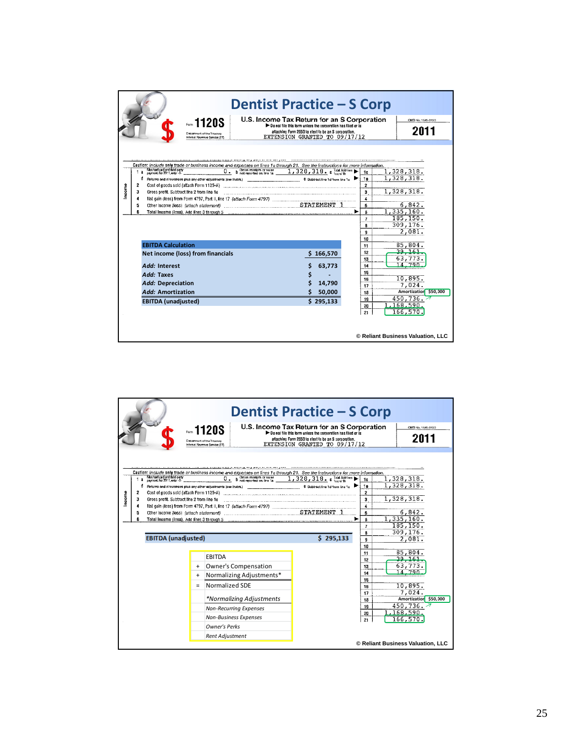# Dentist Practice – S Corp

Form **1120S** — U.S. Income Tax Return for an S Corporation — 2011

EXTENSION GRANTED TO 09/17/12

Caution: Include only trade or business income and expenses on lines 1a through 21. See the instructions for more information.

| Line | Description | Amount |
|---|---|---|
| 1a | Merchant card and third-party payments | 0. |
| 1b | Gross receipts or sales not reported on line 1a | 1,328,318. |
| 1c | Total. Add lines 1a and 1b | 1,328,318. |
| 1d | Returns and allowances plus any other adjustments | |
| 1e | Subtract line 1d from line 1c | 1,328,318. |
| 2 | Cost of goods sold (attach Form 1125-A) | |
| 3 | Gross profit. Subtract line 2 from line 1e | 1,328,318. |
| 4 | Net gain (loss) from Form 4797, Part II, line 17 (attach Form 4797) | |
| 5 | Other income (loss) (attach statement) STATEMENT 1 | 6,842. |
| 6 | Total income (loss). Add lines 3 through 5 | 1,335,160. |
| 7 | | 185,150. |
| 8 | | 309,176. |
| 9 | | 2,081. |
| 10 | | |
| 11 | | 85,804. |
| 12 | | 39,161. |
| 13 | | 63,773. |
| 14 | | 14,790. |
| 15 | | |
| 16 | | 10,895. |
| 17 | | 7,024. |
| 18 | Amortization $50,000 | |
| 19 | | 450,736. |
| 20 | | 1,168,590. |
| 21 | | 166,570. |

| EBITDA Calculation | |
|---|---|
| Net income (loss) from financials | $ 166,570 |
| *Add:* Interest | $ 63,773 |
| *Add:* Taxes | $ - |
| *Add:* Depreciation | $ 14,790 |
| *Add:* Amortization | $ 50,000 |
| **EBITDA (unadjusted)** | **$ 295,133** |

© Reliant Business Valuation, LLC

# Dentist Practice – S Corp

Form **1120S** — U.S. Income Tax Return for an S Corporation — 2011

(Same Form 1120S figures as above.)

**EBITDA (unadjusted)** $ 295,133

| | |
|---|---|
| | EBITDA |
| + | Owner's Compensation |
| + | Normalizing Adjustments* |
| = | Normalized SDE |

*\*Normalizing Adjustments*

- *Non-Recurring Expenses*
- *Non-Business Expenses*
- *Owner's Perks*
- *Rent Adjustment*

© Reliant Business Valuation, LLC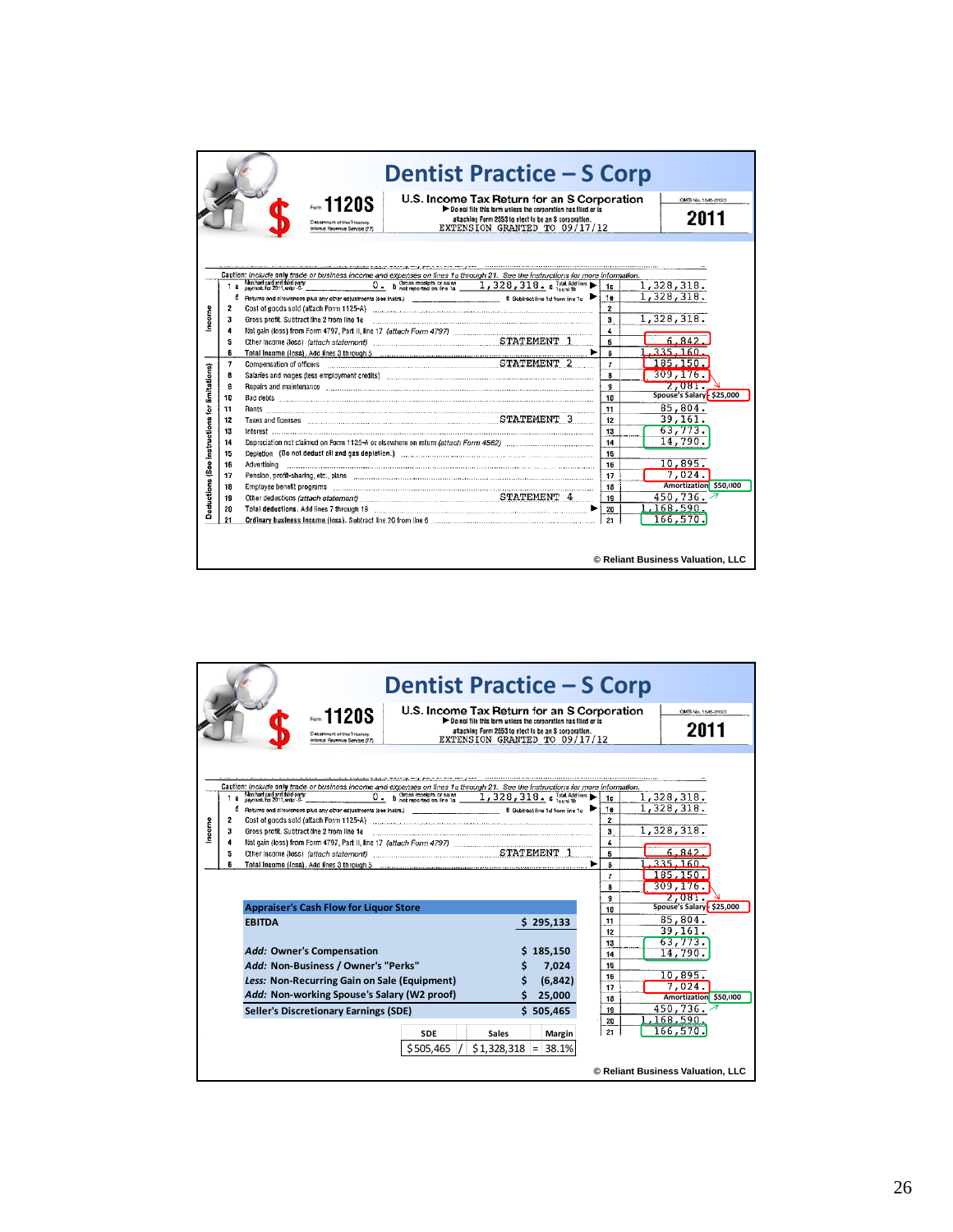# Dentist Practice – S Corp

Form **1120S** — U.S. Income Tax Return for an S Corporation — 2011

▶ Do not file this form unless the corporation has filed or is attaching Form 2553 to elect to be an S corporation.

EXTENSION GRANTED TO 09/17/12

Caution: *Include only trade or business income and expenses on lines 1a through 21. See the instructions for more information.*

| Line | Description | | Amount |
|---|---|---|---|
| 1a | Merchant card and third-party payments. For 2011, enter -0- | 0. | |
| b | Gross receipts or sales not reported on line 1a | 1,328,318. | |
| c | Total. Add lines 1a and 1b | 1c | 1,328,318. |
| d | Returns and allowances plus any other adjustments | | |
| e | Subtract line 1d from line 1c | 1e | 1,328,318. |
| 2 | Cost of goods sold (attach Form 1125-A) | 2 | |
| 3 | Gross profit. Subtract line 2 from line 1e | 3 | 1,328,318. |
| 4 | Net gain (loss) from Form 4797, Part II, line 17 (attach Form 4797) | 4 | |
| 5 | Other income (loss) (attach statement) STATEMENT 1 | 5 | 6,842. |
| 6 | Total income (loss). Add lines 3 through 5 | 6 | 1,335,160. |
| 7 | Compensation of officers STATEMENT 2 | 7 | 185,150. |
| 8 | Salaries and wages (less employment credits) | 8 | 309,176. |
| 9 | Repairs and maintenance | 9 | 2,081. |
| 10 | Bad debts | 10 | Spouse's Salary: $25,000 |
| 11 | Rents | 11 | 85,804. |
| 12 | Taxes and licenses STATEMENT 3 | 12 | 39,161. |
| 13 | Interest | 13 | 63,773. |
| 14 | Depreciation not claimed on Form 1125-A or elsewhere on return (attach Form 4562) | 14 | 14,790. |
| 15 | Depletion (Do not deduct oil and gas depletion.) | 15 | |
| 16 | Advertising | 16 | 10,895. |
| 17 | Pension, profit-sharing, etc., plans | 17 | 7,024. |
| 18 | Employee benefit programs | 18 | Amortization: $50,000 |
| 19 | Other deductions (attach statement) STATEMENT 4 | 19 | 450,736. |
| 20 | Total deductions. Add lines 7 through 19 | 20 | 1,168,590. |
| 21 | Ordinary business income (loss). Subtract line 20 from line 6 | 21 | 166,570. |

© Reliant Business Valuation, LLC

# Dentist Practice – S Corp

| Appraiser's Cash Flow for Liquor Store | |
|---|---|
| EBITDA | $ 295,133 |
| *Add:* Owner's Compensation | $ 185,150 |
| *Add:* Non-Business / Owner's "Perks" | $ 7,024 |
| *Less:* Non-Recurring Gain on Sale (Equipment) | $ (6,842) |
| *Add:* Non-working Spouse's Salary (W2 proof) | $ 25,000 |
| Seller's Discretionary Earnings (SDE) | $ 505,465 |

| SDE | | Sales | | Margin |
|---|---|---|---|---|
| $505,465 | / | $1,328,318 | = | 38.1% |

© Reliant Business Valuation, LLC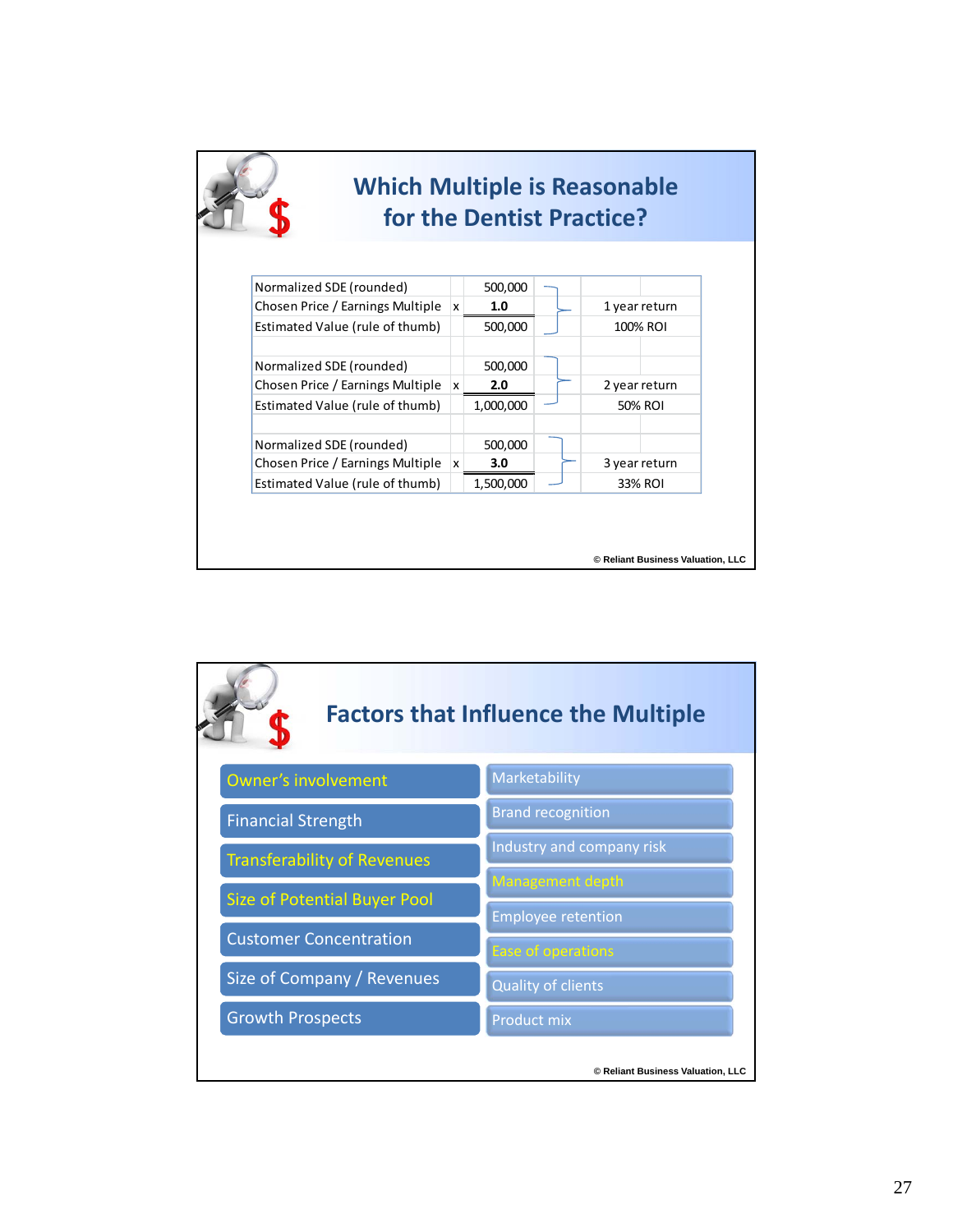## Which Multiple is Reasonable for the Dentist Practice?

| | | | |
|---|---|---|---|
| Normalized SDE (rounded) | | 500,000 | |
| Chosen Price / Earnings Multiple | x | **1.0** | 1 year return |
| Estimated Value (rule of thumb) | | 500,000 | 100% ROI |
| | | | |
| Normalized SDE (rounded) | | 500,000 | |
| Chosen Price / Earnings Multiple | x | **2.0** | 2 year return |
| Estimated Value (rule of thumb) | | 1,000,000 | 50% ROI |
| | | | |
| Normalized SDE (rounded) | | 500,000 | |
| Chosen Price / Earnings Multiple | x | **3.0** | 3 year return |
| Estimated Value (rule of thumb) | | 1,500,000 | 33% ROI |

© Reliant Business Valuation, LLC

## Factors that Influence the Multiple

- Owner's involvement
- Financial Strength
- Transferability of Revenues
- Size of Potential Buyer Pool
- Customer Concentration
- Size of Company / Revenues
- Growth Prospects

- Marketability
- Brand recognition
- Industry and company risk
- Management depth
- Employee retention
- Ease of operations
- Quality of clients
- Product mix

© Reliant Business Valuation, LLC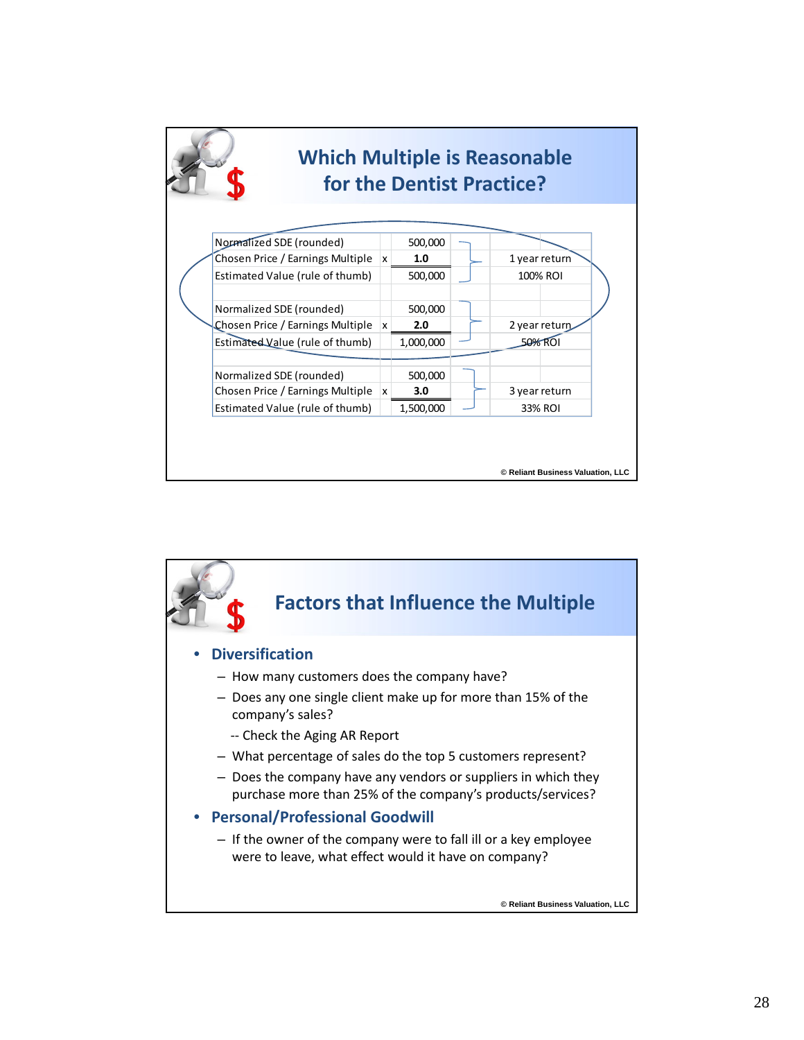## Which Multiple is Reasonable for the Dentist Practice?

| | | | |
|---|---|---|---|
| Normalized SDE (rounded) | | 500,000 | |
| Chosen Price / Earnings Multiple | x | **1.0** | 1 year return |
| Estimated Value (rule of thumb) | | 500,000 | 100% ROI |
| | | | |
| Normalized SDE (rounded) | | 500,000 | |
| Chosen Price / Earnings Multiple | x | **2.0** | 2 year return |
| Estimated Value (rule of thumb) | | 1,000,000 | 50% ROI |
| | | | |
| Normalized SDE (rounded) | | 500,000 | |
| Chosen Price / Earnings Multiple | x | **3.0** | 3 year return |
| Estimated Value (rule of thumb) | | 1,500,000 | 33% ROI |

© Reliant Business Valuation, LLC

## Factors that Influence the Multiple

- **Diversification**
  - How many customers does the company have?
  - Does any one single client make up for more than 15% of the company's sales?
    -- Check the Aging AR Report
  - What percentage of sales do the top 5 customers represent?
  - Does the company have any vendors or suppliers in which they purchase more than 25% of the company's products/services?
- **Personal/Professional Goodwill**
  - If the owner of the company were to fall ill or a key employee were to leave, what effect would it have on company?

© Reliant Business Valuation, LLC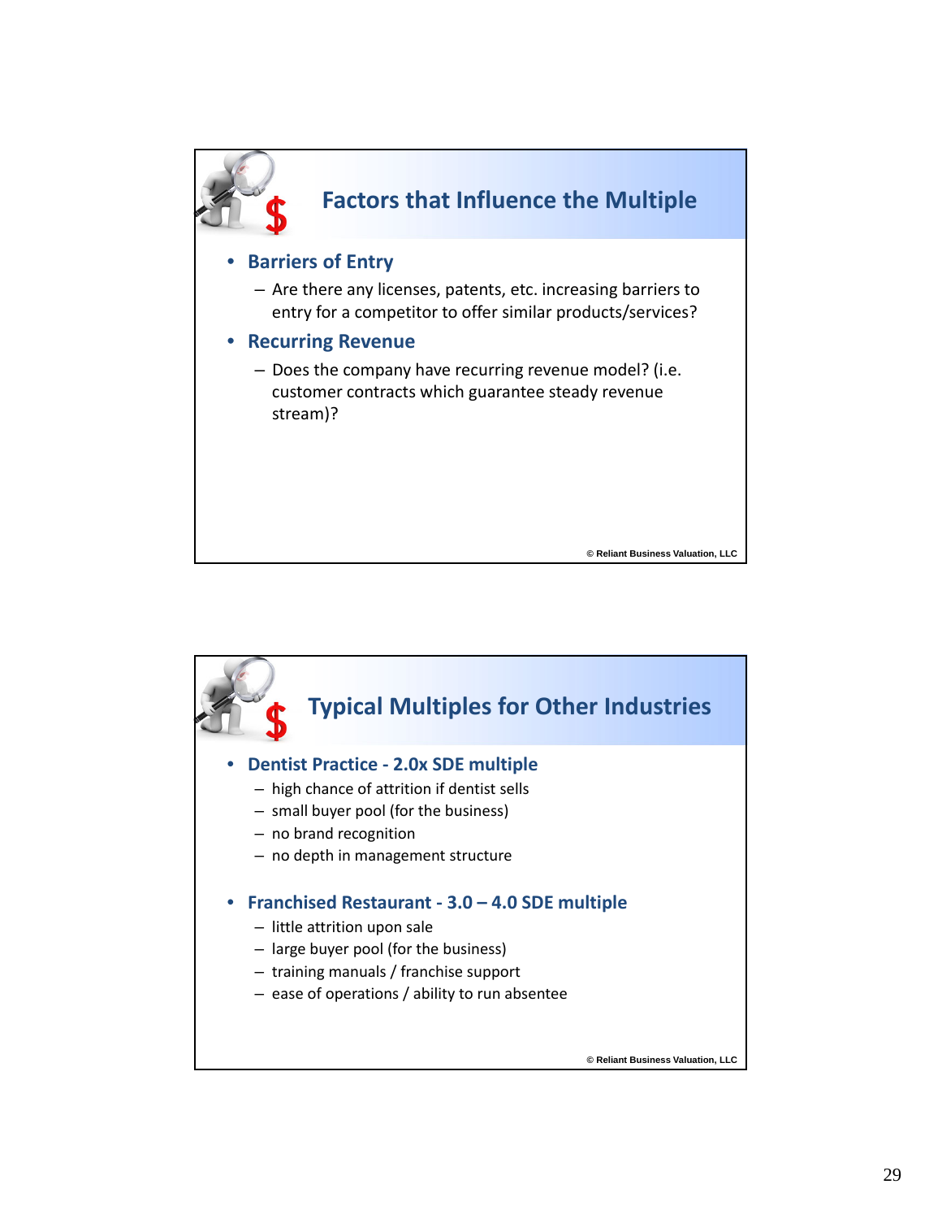## Factors that Influence the Multiple

- **Barriers of Entry**
  - Are there any licenses, patents, etc. increasing barriers to entry for a competitor to offer similar products/services?
- **Recurring Revenue**
  - Does the company have recurring revenue model? (i.e. customer contracts which guarantee steady revenue stream)?

© Reliant Business Valuation, LLC

## Typical Multiples for Other Industries

- **Dentist Practice - 2.0x SDE multiple**
  - high chance of attrition if dentist sells
  - small buyer pool (for the business)
  - no brand recognition
  - no depth in management structure
- **Franchised Restaurant - 3.0 – 4.0 SDE multiple**
  - little attrition upon sale
  - large buyer pool (for the business)
  - training manuals / franchise support
  - ease of operations / ability to run absentee

© Reliant Business Valuation, LLC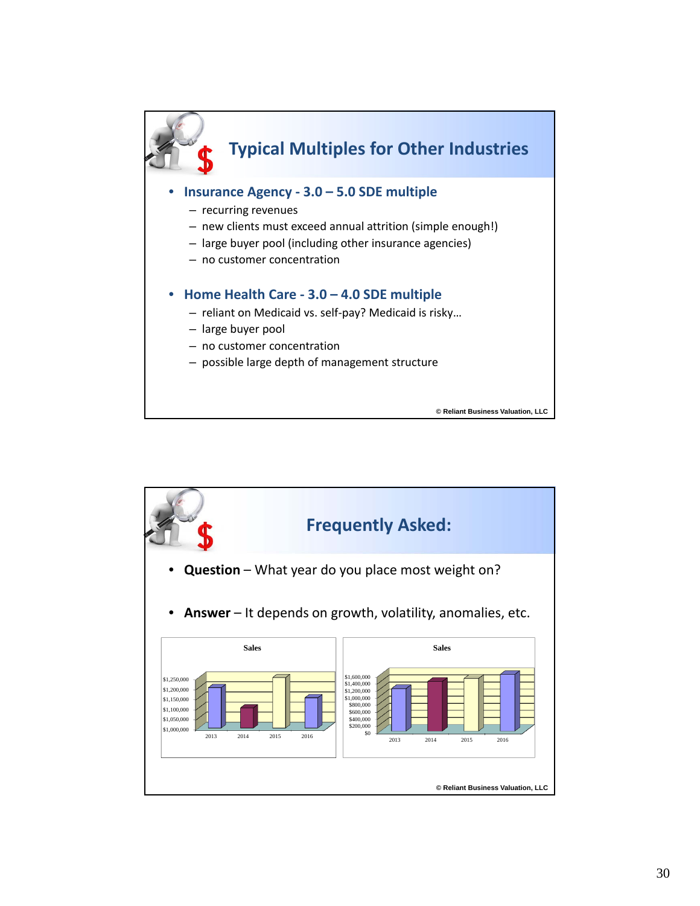## Typical Multiples for Other Industries

- **Insurance Agency - 3.0 – 5.0 SDE multiple**
  - recurring revenues
  - new clients must exceed annual attrition (simple enough!)
  - large buyer pool (including other insurance agencies)
  - no customer concentration
- **Home Health Care - 3.0 – 4.0 SDE multiple**
  - reliant on Medicaid vs. self-pay? Medicaid is risky…
  - large buyer pool
  - no customer concentration
  - possible large depth of management structure

© Reliant Business Valuation, LLC

## Frequently Asked:

- **Question** – What year do you place most weight on?
- **Answer** – It depends on growth, volatility, anomalies, etc.

Sales

$1,250,000
$1,200,000
$1,150,000
$1,100,000
$1,050,000
$1,000,000

2013 2014 2015 2016

Sales

$1,600,000
$1,400,000
$1,200,000
$1,000,000
$800,000
$600,000
$400,000
$200,000
$0

2013 2014 2015 2016

© Reliant Business Valuation, LLC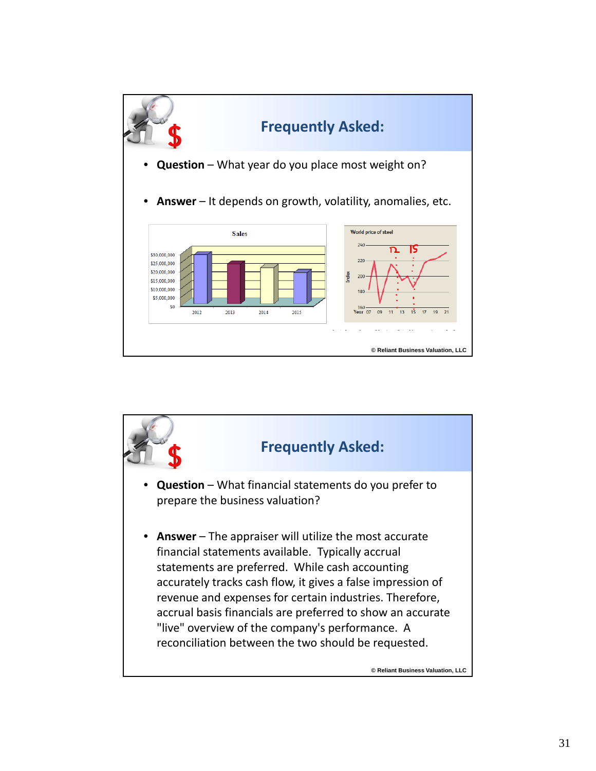## Frequently Asked:

- **Question** – What year do you place most weight on?
- **Answer** – It depends on growth, volatility, anomalies, etc.

© Reliant Business Valuation, LLC

## Frequently Asked:

- **Question** – What financial statements do you prefer to prepare the business valuation?
- **Answer** – The appraiser will utilize the most accurate financial statements available. Typically accrual statements are preferred. While cash accounting accurately tracks cash flow, it gives a false impression of revenue and expenses for certain industries. Therefore, accrual basis financials are preferred to show an accurate "live" overview of the company's performance. A reconciliation between the two should be requested.

© Reliant Business Valuation, LLC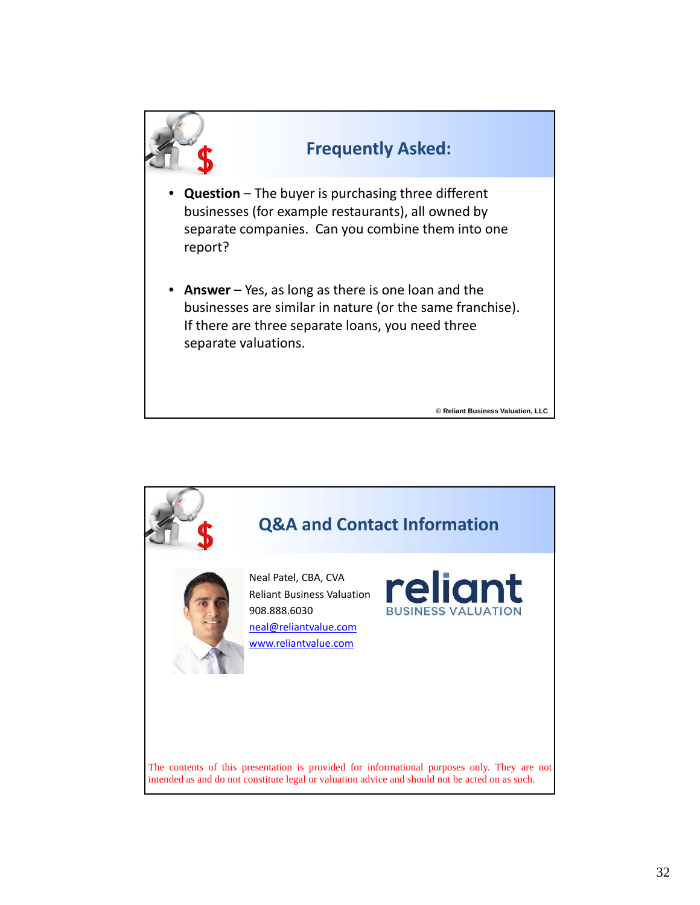## Frequently Asked:

- **Question** – The buyer is purchasing three different businesses (for example restaurants), all owned by separate companies. Can you combine them into one report?

- **Answer** – Yes, as long as there is one loan and the businesses are similar in nature (or the same franchise). If there are three separate loans, you need three separate valuations.

© Reliant Business Valuation, LLC

## Q&A and Contact Information

Neal Patel, CBA, CVA
Reliant Business Valuation
908.888.6030
neal@reliantvalue.com
www.reliantvalue.com

reliant
BUSINESS VALUATION

The contents of this presentation is provided for informational purposes only. They are not intended as and do not constitute legal or valuation advice and should not be acted on as such.